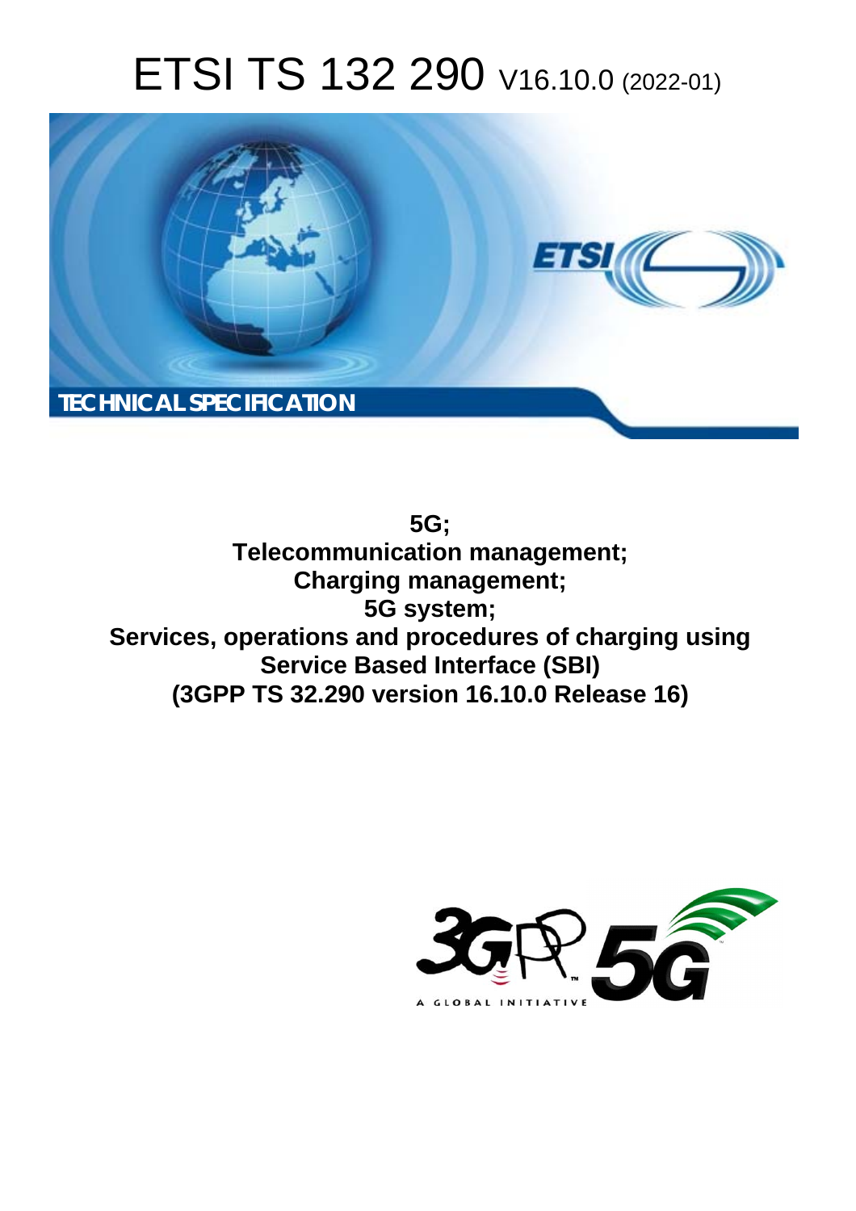# ETSI TS 132 290 V16.10.0 (2022-01)

TECHNICAL SPECIFICATION

**5G;**
**Telecommunication management;**
**Charging management;**
**5G system;**
**Services, operations and procedures of charging using Service Based Interface (SBI)**
**(3GPP TS 32.290 version 16.10.0 Release 16)**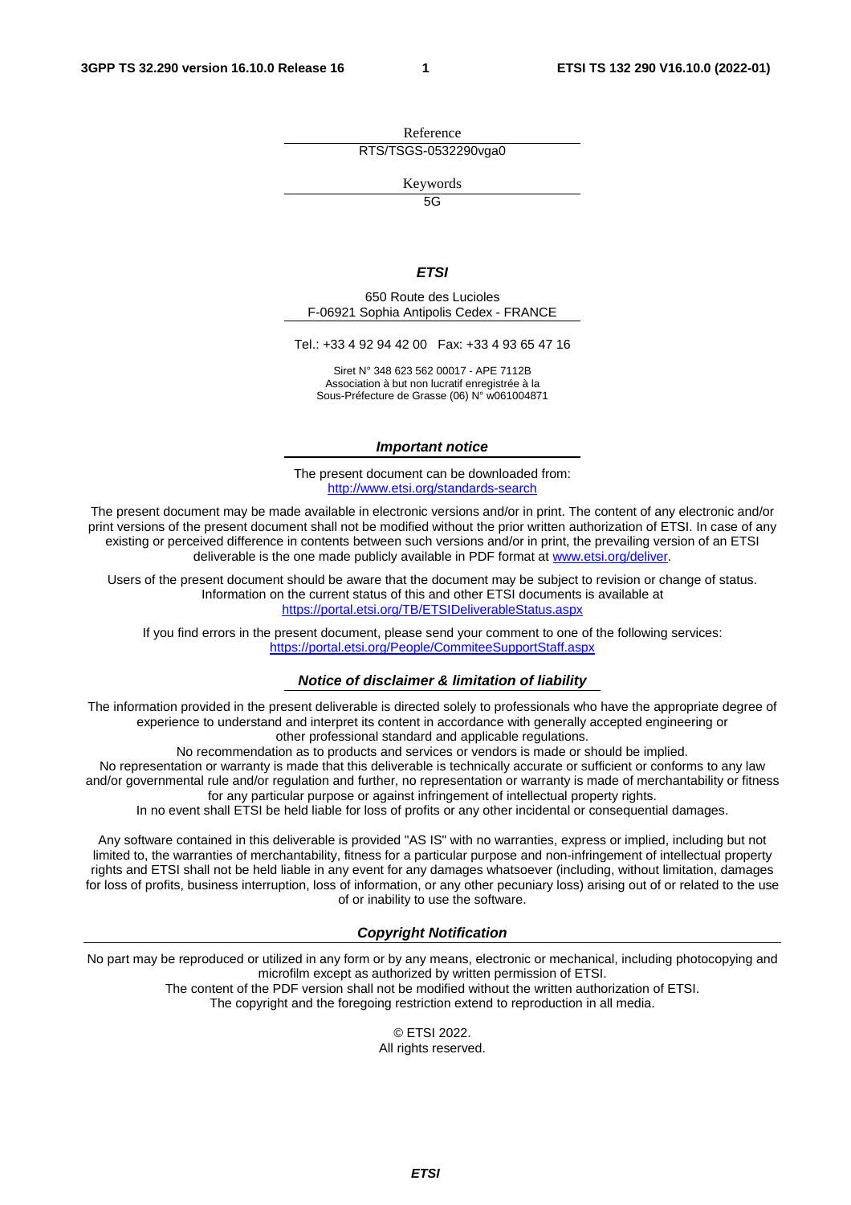Reference

RTS/TSGS-0532290vga0

Keywords

5G

***ETSI***

650 Route des Lucioles
F-06921 Sophia Antipolis Cedex - FRANCE

Tel.: +33 4 92 94 42 00   Fax: +33 4 93 65 47 16

Siret N° 348 623 562 00017 - APE 7112B
Association à but non lucratif enregistrée à la
Sous-Préfecture de Grasse (06) N° w061004871

***Important notice***

The present document can be downloaded from:
http://www.etsi.org/standards-search

The present document may be made available in electronic versions and/or in print. The content of any electronic and/or print versions of the present document shall not be modified without the prior written authorization of ETSI. In case of any existing or perceived difference in contents between such versions and/or in print, the prevailing version of an ETSI deliverable is the one made publicly available in PDF format at www.etsi.org/deliver.

Users of the present document should be aware that the document may be subject to revision or change of status. Information on the current status of this and other ETSI documents is available at https://portal.etsi.org/TB/ETSIDeliverableStatus.aspx

If you find errors in the present document, please send your comment to one of the following services:
https://portal.etsi.org/People/CommiteeSupportStaff.aspx

***Notice of disclaimer & limitation of liability***

The information provided in the present deliverable is directed solely to professionals who have the appropriate degree of experience to understand and interpret its content in accordance with generally accepted engineering or other professional standard and applicable regulations.
No recommendation as to products and services or vendors is made or should be implied.
No representation or warranty is made that this deliverable is technically accurate or sufficient or conforms to any law and/or governmental rule and/or regulation and further, no representation or warranty is made of merchantability or fitness for any particular purpose or against infringement of intellectual property rights.
In no event shall ETSI be held liable for loss of profits or any other incidental or consequential damages.

Any software contained in this deliverable is provided "AS IS" with no warranties, express or implied, including but not limited to, the warranties of merchantability, fitness for a particular purpose and non-infringement of intellectual property rights and ETSI shall not be held liable in any event for any damages whatsoever (including, without limitation, damages for loss of profits, business interruption, loss of information, or any other pecuniary loss) arising out of or related to the use of or inability to use the software.

***Copyright Notification***

No part may be reproduced or utilized in any form or by any means, electronic or mechanical, including photocopying and microfilm except as authorized by written permission of ETSI.
The content of the PDF version shall not be modified without the written authorization of ETSI.
The copyright and the foregoing restriction extend to reproduction in all media.

© ETSI 2022.
All rights reserved.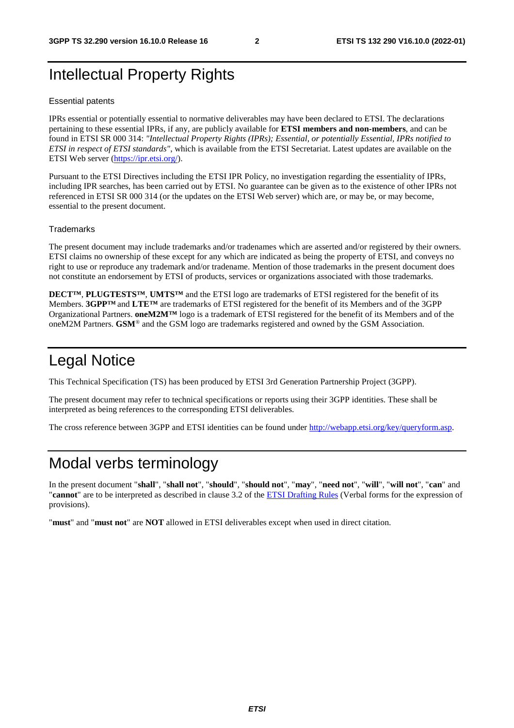# Intellectual Property Rights

## Essential patents

IPRs essential or potentially essential to normative deliverables may have been declared to ETSI. The declarations pertaining to these essential IPRs, if any, are publicly available for **ETSI members and non-members**, and can be found in ETSI SR 000 314: *"Intellectual Property Rights (IPRs); Essential, or potentially Essential, IPRs notified to ETSI in respect of ETSI standards"*, which is available from the ETSI Secretariat. Latest updates are available on the ETSI Web server (https://ipr.etsi.org/).

Pursuant to the ETSI Directives including the ETSI IPR Policy, no investigation regarding the essentiality of IPRs, including IPR searches, has been carried out by ETSI. No guarantee can be given as to the existence of other IPRs not referenced in ETSI SR 000 314 (or the updates on the ETSI Web server) which are, or may be, or may become, essential to the present document.

## Trademarks

The present document may include trademarks and/or tradenames which are asserted and/or registered by their owners. ETSI claims no ownership of these except for any which are indicated as being the property of ETSI, and conveys no right to use or reproduce any trademark and/or tradename. Mention of those trademarks in the present document does not constitute an endorsement by ETSI of products, services or organizations associated with those trademarks.

**DECT™**, **PLUGTESTS™**, **UMTS™** and the ETSI logo are trademarks of ETSI registered for the benefit of its Members. **3GPP™** and **LTE™** are trademarks of ETSI registered for the benefit of its Members and of the 3GPP Organizational Partners. **oneM2M™** logo is a trademark of ETSI registered for the benefit of its Members and of the oneM2M Partners. **GSM**® and the GSM logo are trademarks registered and owned by the GSM Association.

# Legal Notice

This Technical Specification (TS) has been produced by ETSI 3rd Generation Partnership Project (3GPP).

The present document may refer to technical specifications or reports using their 3GPP identities. These shall be interpreted as being references to the corresponding ETSI deliverables.

The cross reference between 3GPP and ETSI identities can be found under http://webapp.etsi.org/key/queryform.asp.

# Modal verbs terminology

In the present document "**shall**", "**shall not**", "**should**", "**should not**", "**may**", "**need not**", "**will**", "**will not**", "**can**" and "**cannot**" are to be interpreted as described in clause 3.2 of the ETSI Drafting Rules (Verbal forms for the expression of provisions).

"**must**" and "**must not**" are **NOT** allowed in ETSI deliverables except when used in direct citation.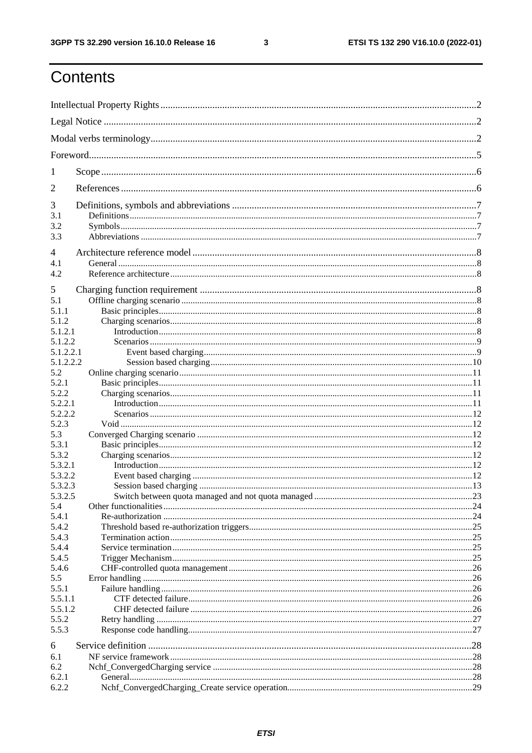# Contents

Intellectual Property Rights .....2
Legal Notice .....2
Modal verbs terminology .....2
Foreword .....5
1 Scope .....6
2 References .....6
3 Definitions, symbols and abbreviations .....7
3.1 Definitions .....7
3.2 Symbols .....7
3.3 Abbreviations .....7
4 Architecture reference model .....8
4.1 General .....8
4.2 Reference architecture .....8
5 Charging function requirement .....8
5.1 Offline charging scenario .....8
5.1.1 Basic principles .....8
5.1.2 Charging scenarios .....8
5.1.2.1 Introduction .....8
5.1.2.2 Scenarios .....9
5.1.2.2.1 Event based charging .....9
5.1.2.2.2 Session based charging .....10
5.2 Online charging scenario .....11
5.2.1 Basic principles .....11
5.2.2 Charging scenarios .....11
5.2.2.1 Introduction .....11
5.2.2.2 Scenarios .....12
5.2.3 Void .....12
5.3 Converged Charging scenario .....12
5.3.1 Basic principles .....12
5.3.2 Charging scenarios .....12
5.3.2.1 Introduction .....12
5.3.2.2 Event based charging .....12
5.3.2.3 Session based charging .....13
5.3.2.5 Switch between quota managed and not quota managed .....23
5.4 Other functionalities .....24
5.4.1 Re-authorization .....24
5.4.2 Threshold based re-authorization triggers .....25
5.4.3 Termination action .....25
5.4.4 Service termination .....25
5.4.5 Trigger Mechanism .....25
5.4.6 CHF-controlled quota management .....26
5.5 Error handling .....26
5.5.1 Failure handling .....26
5.5.1.1 CTF detected failure .....26
5.5.1.2 CHF detected failure .....26
5.5.2 Retry handling .....27
5.5.3 Response code handling .....27
6 Service definition .....28
6.1 NF service framework .....28
6.2 Nchf_ConvergedCharging service .....28
6.2.1 General .....28
6.2.2 Nchf_ConvergedCharging_Create service operation .....29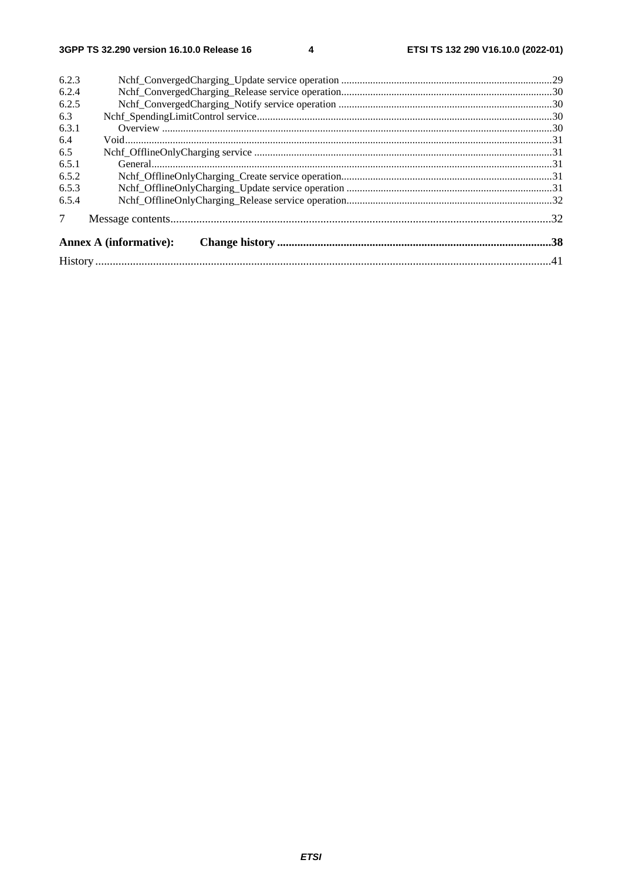6.2.3 Nchf_ConvergedCharging_Update service operation ...29
6.2.4 Nchf_ConvergedCharging_Release service operation...30
6.2.5 Nchf_ConvergedCharging_Notify service operation ...30
6.3 Nchf_SpendingLimitControl service...30
6.3.1 Overview ...30
6.4 Void...31
6.5 Nchf_OfflineOnlyCharging service ...31
6.5.1 General...31
6.5.2 Nchf_OfflineOnlyCharging_Create service operation...31
6.5.3 Nchf_OfflineOnlyCharging_Update service operation ...31
6.5.4 Nchf_OfflineOnlyCharging_Release service operation...32

7 Message contents...32

**Annex A (informative): Change history ...38**

History ...41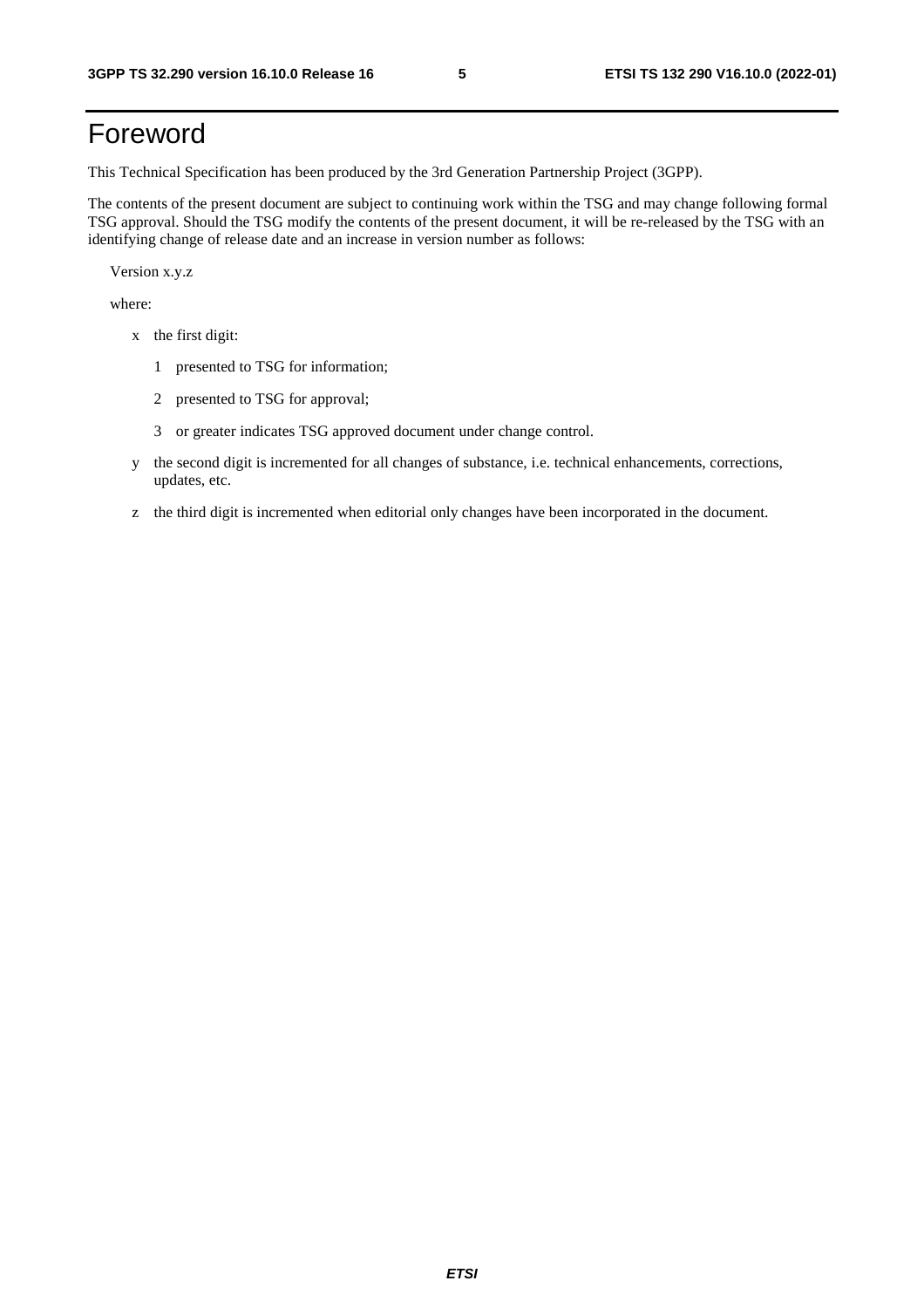# Foreword

This Technical Specification has been produced by the 3rd Generation Partnership Project (3GPP).

The contents of the present document are subject to continuing work within the TSG and may change following formal TSG approval. Should the TSG modify the contents of the present document, it will be re-released by the TSG with an identifying change of release date and an increase in version number as follows:

Version x.y.z

where:

- x the first digit:
  - 1 presented to TSG for information;
  - 2 presented to TSG for approval;
  - 3 or greater indicates TSG approved document under change control.
- y the second digit is incremented for all changes of substance, i.e. technical enhancements, corrections, updates, etc.
- z the third digit is incremented when editorial only changes have been incorporated in the document.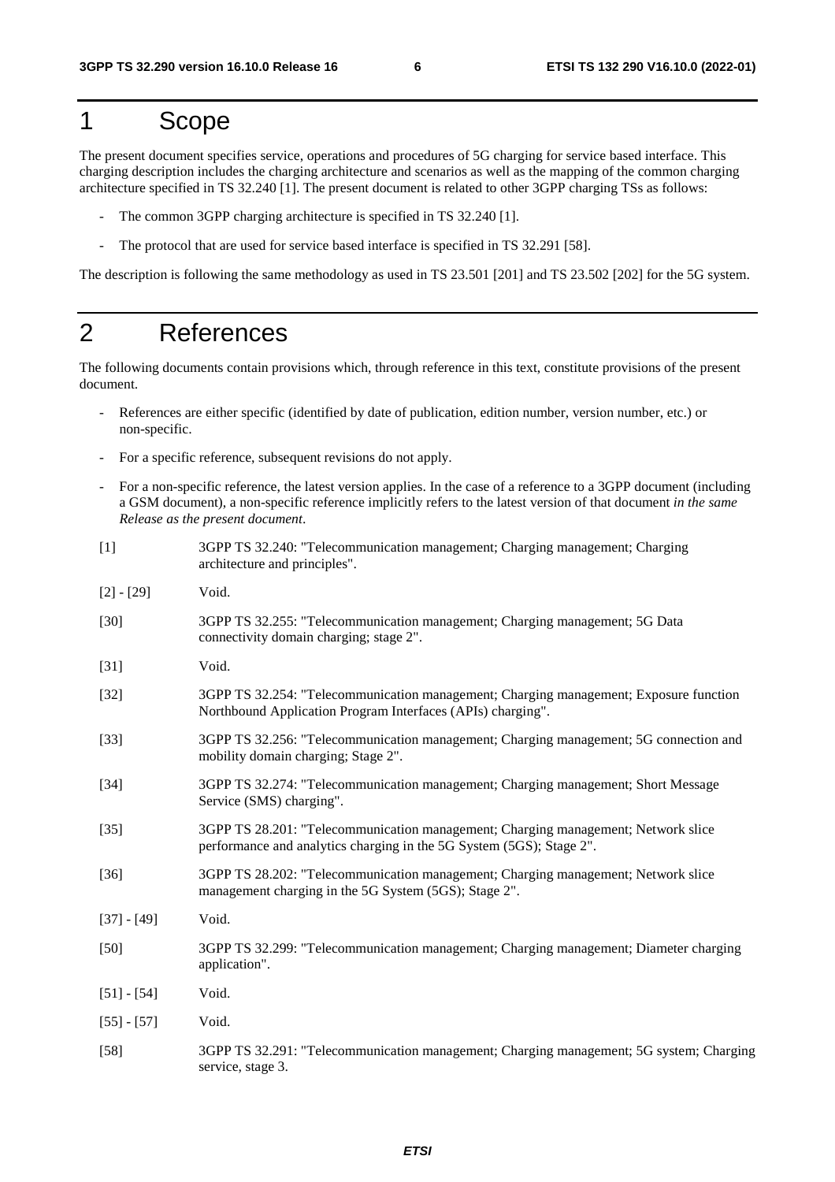# 1 Scope

The present document specifies service, operations and procedures of 5G charging for service based interface. This charging description includes the charging architecture and scenarios as well as the mapping of the common charging architecture specified in TS 32.240 [1]. The present document is related to other 3GPP charging TSs as follows:

- The common 3GPP charging architecture is specified in TS 32.240 [1].
- The protocol that are used for service based interface is specified in TS 32.291 [58].

The description is following the same methodology as used in TS 23.501 [201] and TS 23.502 [202] for the 5G system.

# 2 References

The following documents contain provisions which, through reference in this text, constitute provisions of the present document.

- References are either specific (identified by date of publication, edition number, version number, etc.) or non-specific.
- For a specific reference, subsequent revisions do not apply.
- For a non-specific reference, the latest version applies. In the case of a reference to a 3GPP document (including a GSM document), a non-specific reference implicitly refers to the latest version of that document *in the same Release as the present document*.

[1] 3GPP TS 32.240: "Telecommunication management; Charging management; Charging architecture and principles".

[2] - [29] Void.

[30] 3GPP TS 32.255: "Telecommunication management; Charging management; 5G Data connectivity domain charging; stage 2".

[31] Void.

[32] 3GPP TS 32.254: "Telecommunication management; Charging management; Exposure function Northbound Application Program Interfaces (APIs) charging".

[33] 3GPP TS 32.256: "Telecommunication management; Charging management; 5G connection and mobility domain charging; Stage 2".

[34] 3GPP TS 32.274: "Telecommunication management; Charging management; Short Message Service (SMS) charging".

[35] 3GPP TS 28.201: "Telecommunication management; Charging management; Network slice performance and analytics charging in the 5G System (5GS); Stage 2".

[36] 3GPP TS 28.202: "Telecommunication management; Charging management; Network slice management charging in the 5G System (5GS); Stage 2".

[37] - [49] Void.

[50] 3GPP TS 32.299: "Telecommunication management; Charging management; Diameter charging application".

[51] - [54] Void.

[55] - [57] Void.

[58] 3GPP TS 32.291: "Telecommunication management; Charging management; 5G system; Charging service, stage 3.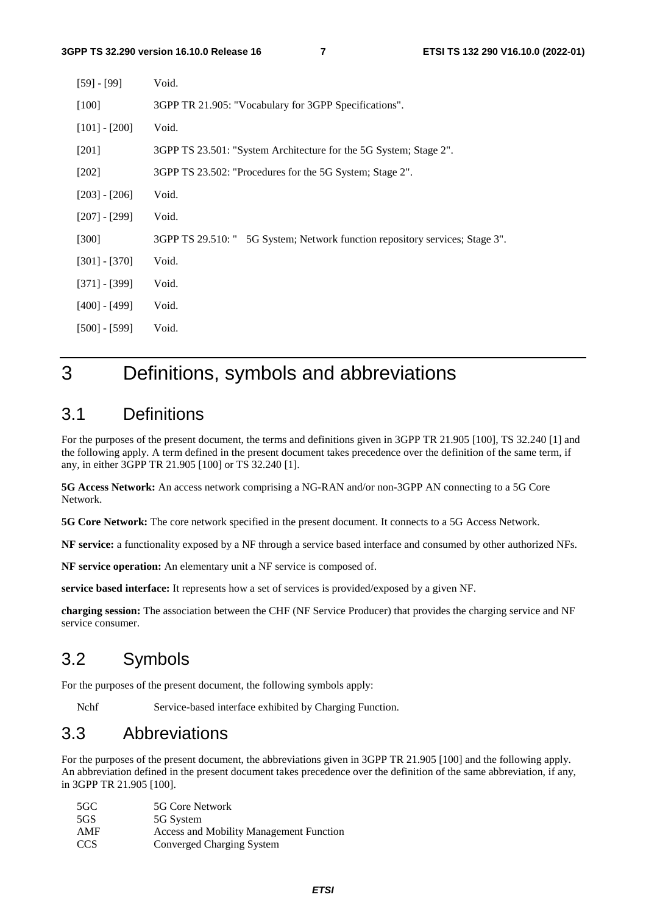| | |
|---|---|
| [59] - [99] | Void. |
| [100] | 3GPP TR 21.905: "Vocabulary for 3GPP Specifications". |
| [101] - [200] | Void. |
| [201] | 3GPP TS 23.501: "System Architecture for the 5G System; Stage 2". |
| [202] | 3GPP TS 23.502: "Procedures for the 5G System; Stage 2". |
| [203] - [206] | Void. |
| [207] - [299] | Void. |
| [300] | 3GPP TS 29.510: " 5G System; Network function repository services; Stage 3". |
| [301] - [370] | Void. |
| [371] - [399] | Void. |
| [400] - [499] | Void. |
| [500] - [599] | Void. |

# 3 Definitions, symbols and abbreviations

## 3.1 Definitions

For the purposes of the present document, the terms and definitions given in 3GPP TR 21.905 [100], TS 32.240 [1] and the following apply. A term defined in the present document takes precedence over the definition of the same term, if any, in either 3GPP TR 21.905 [100] or TS 32.240 [1].

**5G Access Network:** An access network comprising a NG-RAN and/or non-3GPP AN connecting to a 5G Core Network.

**5G Core Network:** The core network specified in the present document. It connects to a 5G Access Network.

**NF service:** a functionality exposed by a NF through a service based interface and consumed by other authorized NFs.

**NF service operation:** An elementary unit a NF service is composed of.

**service based interface:** It represents how a set of services is provided/exposed by a given NF.

**charging session:** The association between the CHF (NF Service Producer) that provides the charging service and NF service consumer.

## 3.2 Symbols

For the purposes of the present document, the following symbols apply:

| | |
|---|---|
| Nchf | Service-based interface exhibited by Charging Function. |

## 3.3 Abbreviations

For the purposes of the present document, the abbreviations given in 3GPP TR 21.905 [100] and the following apply. An abbreviation defined in the present document takes precedence over the definition of the same abbreviation, if any, in 3GPP TR 21.905 [100].

| | |
|---|---|
| 5GC | 5G Core Network |
| 5GS | 5G System |
| AMF | Access and Mobility Management Function |
| CCS | Converged Charging System |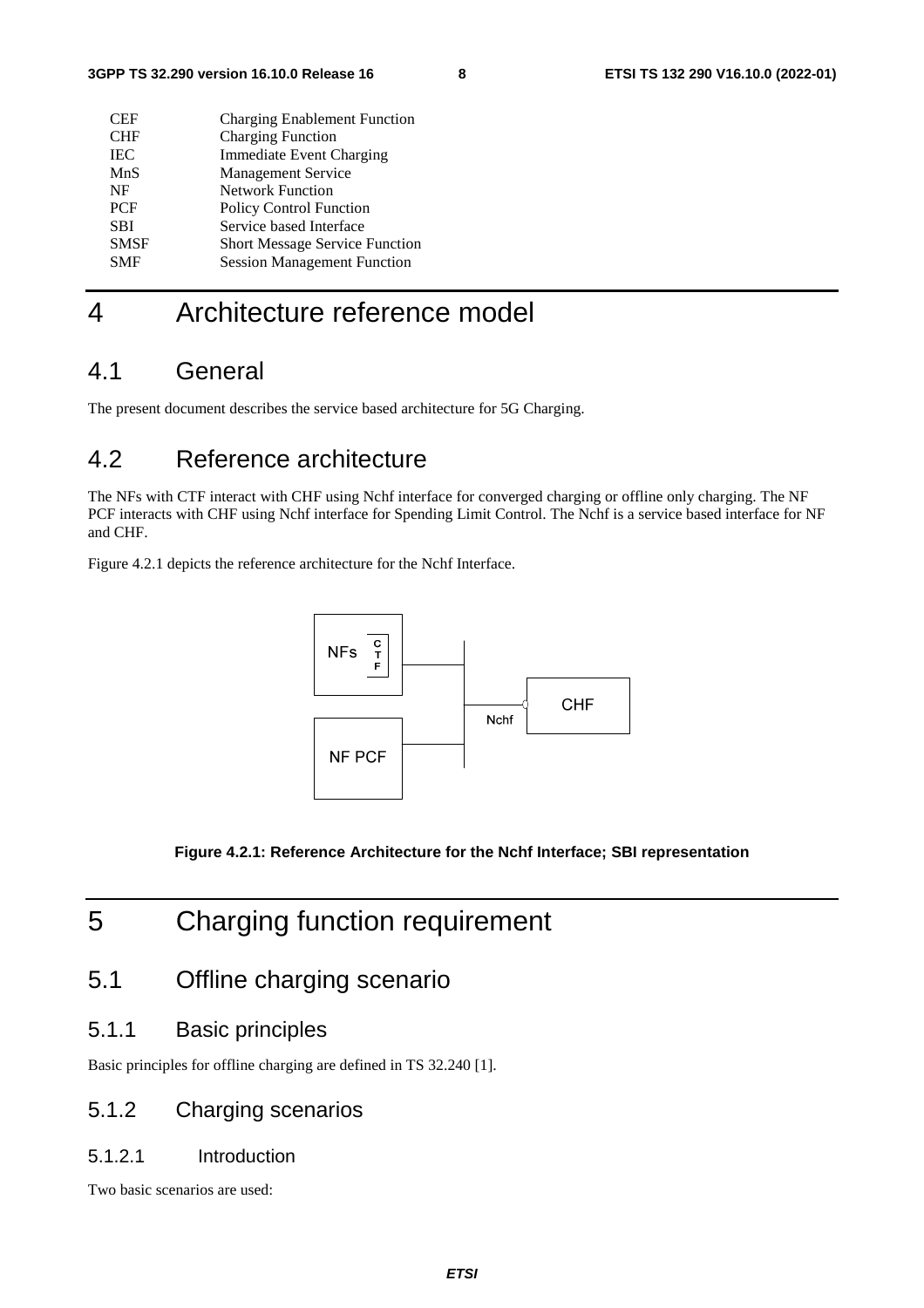| | |
|---|---|
| CEF | Charging Enablement Function |
| CHF | Charging Function |
| IEC | Immediate Event Charging |
| MnS | Management Service |
| NF | Network Function |
| PCF | Policy Control Function |
| SBI | Service based Interface |
| SMSF | Short Message Service Function |
| SMF | Session Management Function |

# 4 Architecture reference model

## 4.1 General

The present document describes the service based architecture for 5G Charging.

## 4.2 Reference architecture

The NFs with CTF interact with CHF using Nchf interface for converged charging or offline only charging. The NF PCF interacts with CHF using Nchf interface for Spending Limit Control. The Nchf is a service based interface for NF and CHF.

Figure 4.2.1 depicts the reference architecture for the Nchf Interface.

NFs
CTF
NF PCF
Nchf
CHF

**Figure 4.2.1: Reference Architecture for the Nchf Interface; SBI representation**

# 5 Charging function requirement

## 5.1 Offline charging scenario

### 5.1.1 Basic principles

Basic principles for offline charging are defined in TS 32.240 [1].

### 5.1.2 Charging scenarios

#### 5.1.2.1 Introduction

Two basic scenarios are used: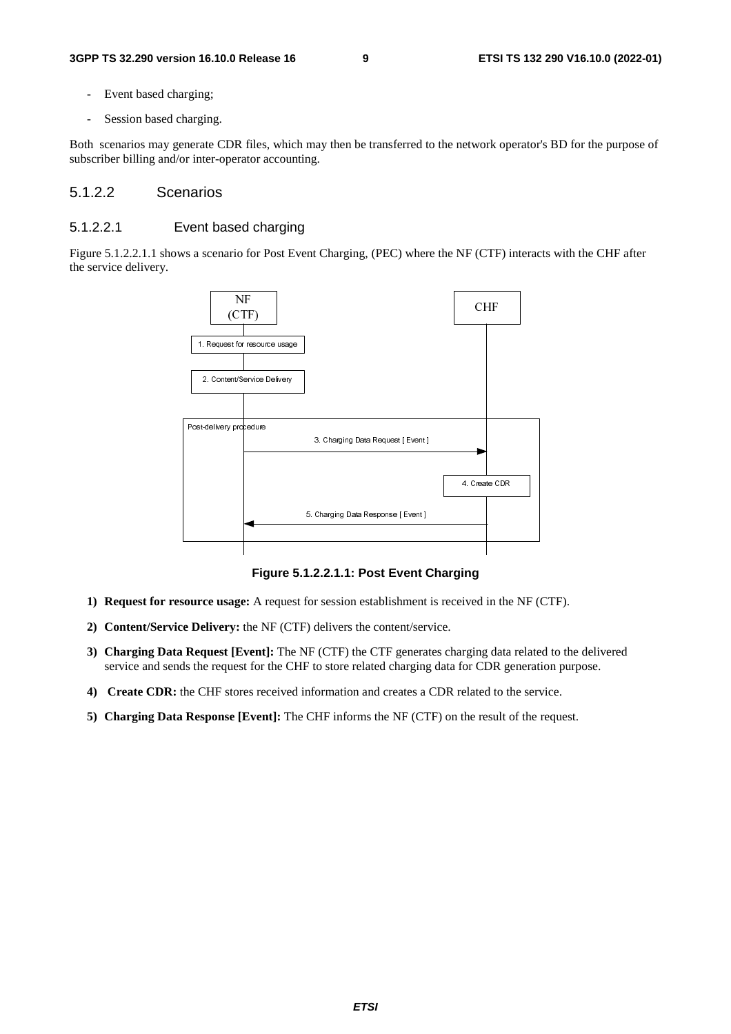- Event based charging;
- Session based charging.

Both scenarios may generate CDR files, which may then be transferred to the network operator's BD for the purpose of subscriber billing and/or inter-operator accounting.

#### 5.1.2.2 Scenarios

##### 5.1.2.2.1 Event based charging

Figure 5.1.2.2.1.1 shows a scenario for Post Event Charging, (PEC) where the NF (CTF) interacts with the CHF after the service delivery.

NF (CTF)

CHF

1. Request for resource usage

2. Content/Service Delivery

Post-delivery procedure

3. Charging Data Request [ Event ]

4. Create CDR

5. Charging Data Response [ Event ]

**Figure 5.1.2.2.1.1: Post Event Charging**

1) **Request for resource usage:** A request for session establishment is received in the NF (CTF).
2) **Content/Service Delivery:** the NF (CTF) delivers the content/service.
3) **Charging Data Request [Event]:** The NF (CTF) the CTF generates charging data related to the delivered service and sends the request for the CHF to store related charging data for CDR generation purpose.
4) **Create CDR:** the CHF stores received information and creates a CDR related to the service.
5) **Charging Data Response [Event]:** The CHF informs the NF (CTF) on the result of the request.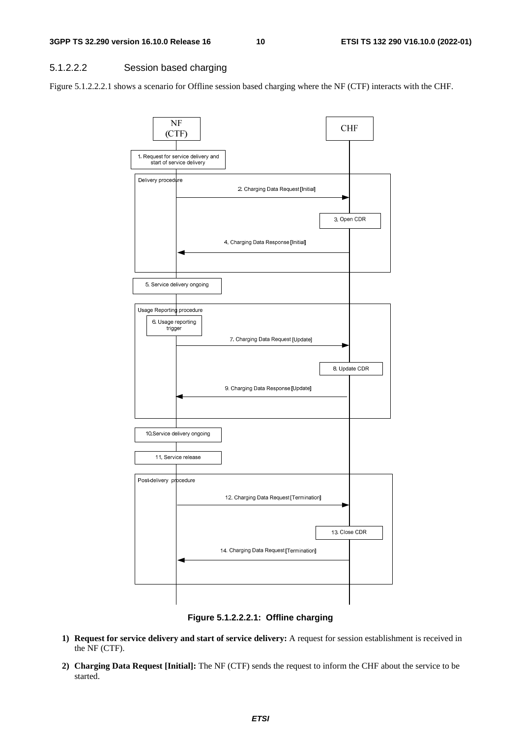#### 5.1.2.2.2 Session based charging

Figure 5.1.2.2.2.1 shows a scenario for Offline session based charging where the NF (CTF) interacts with the CHF.

NF (CTF)

CHF

1. Request for service delivery and start of service delivery

Delivery procedure

2. Charging Data Request [Initial]

3. Open CDR

4. Charging Data Response [Initial]

5. Service delivery ongoing

Usage Reporting procedure

6. Usage reporting trigger

7. Charging Data Request [Update]

8. Update CDR

9. Charging Data Response [Update]

10.Service delivery ongoing

11. Service release

Post-delivery procedure

12. Charging Data Request [Termination]

13. Close CDR

14. Charging Data Request [Termination]

**Figure 5.1.2.2.2.1: Offline charging**

1) **Request for service delivery and start of service delivery:** A request for session establishment is received in the NF (CTF).

2) **Charging Data Request [Initial]:** The NF (CTF) sends the request to inform the CHF about the service to be started.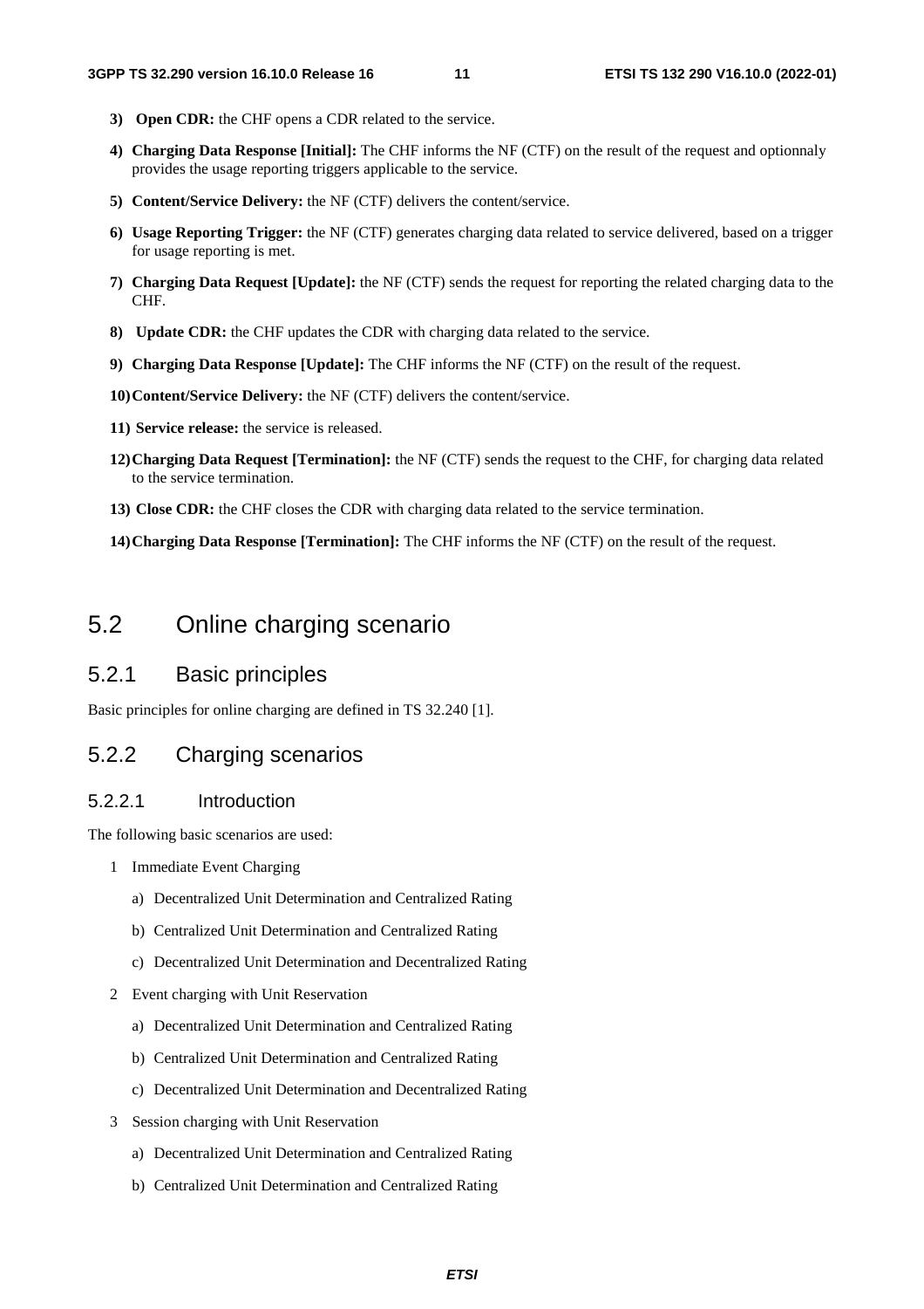3) **Open CDR:** the CHF opens a CDR related to the service.

4) **Charging Data Response [Initial]:** The CHF informs the NF (CTF) on the result of the request and optionnaly provides the usage reporting triggers applicable to the service.

5) **Content/Service Delivery:** the NF (CTF) delivers the content/service.

6) **Usage Reporting Trigger:** the NF (CTF) generates charging data related to service delivered, based on a trigger for usage reporting is met.

7) **Charging Data Request [Update]:** the NF (CTF) sends the request for reporting the related charging data to the CHF.

8) **Update CDR:** the CHF updates the CDR with charging data related to the service.

9) **Charging Data Response [Update]:** The CHF informs the NF (CTF) on the result of the request.

10) **Content/Service Delivery:** the NF (CTF) delivers the content/service.

11) **Service release:** the service is released.

12) **Charging Data Request [Termination]:** the NF (CTF) sends the request to the CHF, for charging data related to the service termination.

13) **Close CDR:** the CHF closes the CDR with charging data related to the service termination.

14) **Charging Data Response [Termination]:** The CHF informs the NF (CTF) on the result of the request.

## 5.2 Online charging scenario

### 5.2.1 Basic principles

Basic principles for online charging are defined in TS 32.240 [1].

### 5.2.2 Charging scenarios

#### 5.2.2.1 Introduction

The following basic scenarios are used:

1 Immediate Event Charging

   a) Decentralized Unit Determination and Centralized Rating

   b) Centralized Unit Determination and Centralized Rating

   c) Decentralized Unit Determination and Decentralized Rating

2 Event charging with Unit Reservation

   a) Decentralized Unit Determination and Centralized Rating

   b) Centralized Unit Determination and Centralized Rating

   c) Decentralized Unit Determination and Decentralized Rating

3 Session charging with Unit Reservation

   a) Decentralized Unit Determination and Centralized Rating

   b) Centralized Unit Determination and Centralized Rating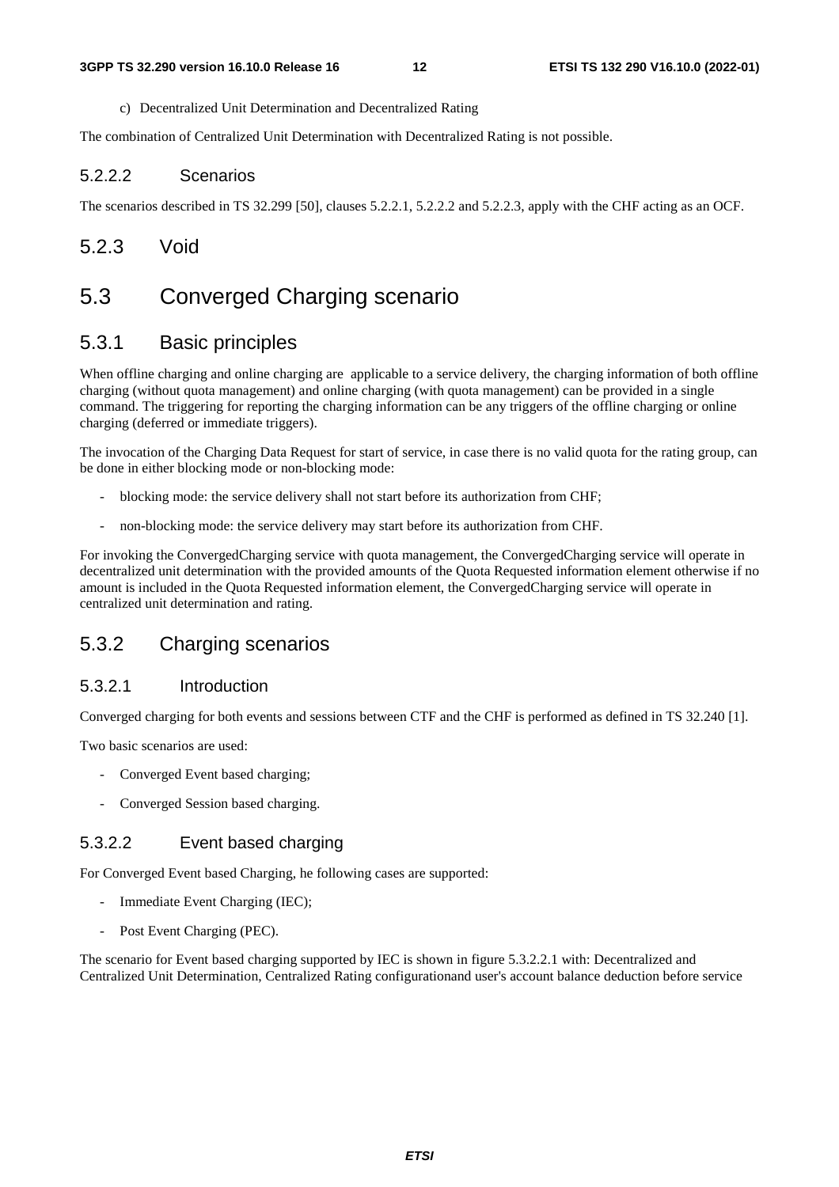c) Decentralized Unit Determination and Decentralized Rating

The combination of Centralized Unit Determination with Decentralized Rating is not possible.

#### 5.2.2.2 Scenarios

The scenarios described in TS 32.299 [50], clauses 5.2.2.1, 5.2.2.2 and 5.2.2.3, apply with the CHF acting as an OCF.

### 5.2.3 Void

## 5.3 Converged Charging scenario

### 5.3.1 Basic principles

When offline charging and online charging are applicable to a service delivery, the charging information of both offline charging (without quota management) and online charging (with quota management) can be provided in a single command. The triggering for reporting the charging information can be any triggers of the offline charging or online charging (deferred or immediate triggers).

The invocation of the Charging Data Request for start of service, in case there is no valid quota for the rating group, can be done in either blocking mode or non-blocking mode:

- blocking mode: the service delivery shall not start before its authorization from CHF;
- non-blocking mode: the service delivery may start before its authorization from CHF.

For invoking the ConvergedCharging service with quota management, the ConvergedCharging service will operate in decentralized unit determination with the provided amounts of the Quota Requested information element otherwise if no amount is included in the Quota Requested information element, the ConvergedCharging service will operate in centralized unit determination and rating.

### 5.3.2 Charging scenarios

#### 5.3.2.1 Introduction

Converged charging for both events and sessions between CTF and the CHF is performed as defined in TS 32.240 [1].

Two basic scenarios are used:

- Converged Event based charging;
- Converged Session based charging.

#### 5.3.2.2 Event based charging

For Converged Event based Charging, he following cases are supported:

- Immediate Event Charging (IEC);
- Post Event Charging (PEC).

The scenario for Event based charging supported by IEC is shown in figure 5.3.2.2.1 with: Decentralized and Centralized Unit Determination, Centralized Rating configurationand user's account balance deduction before service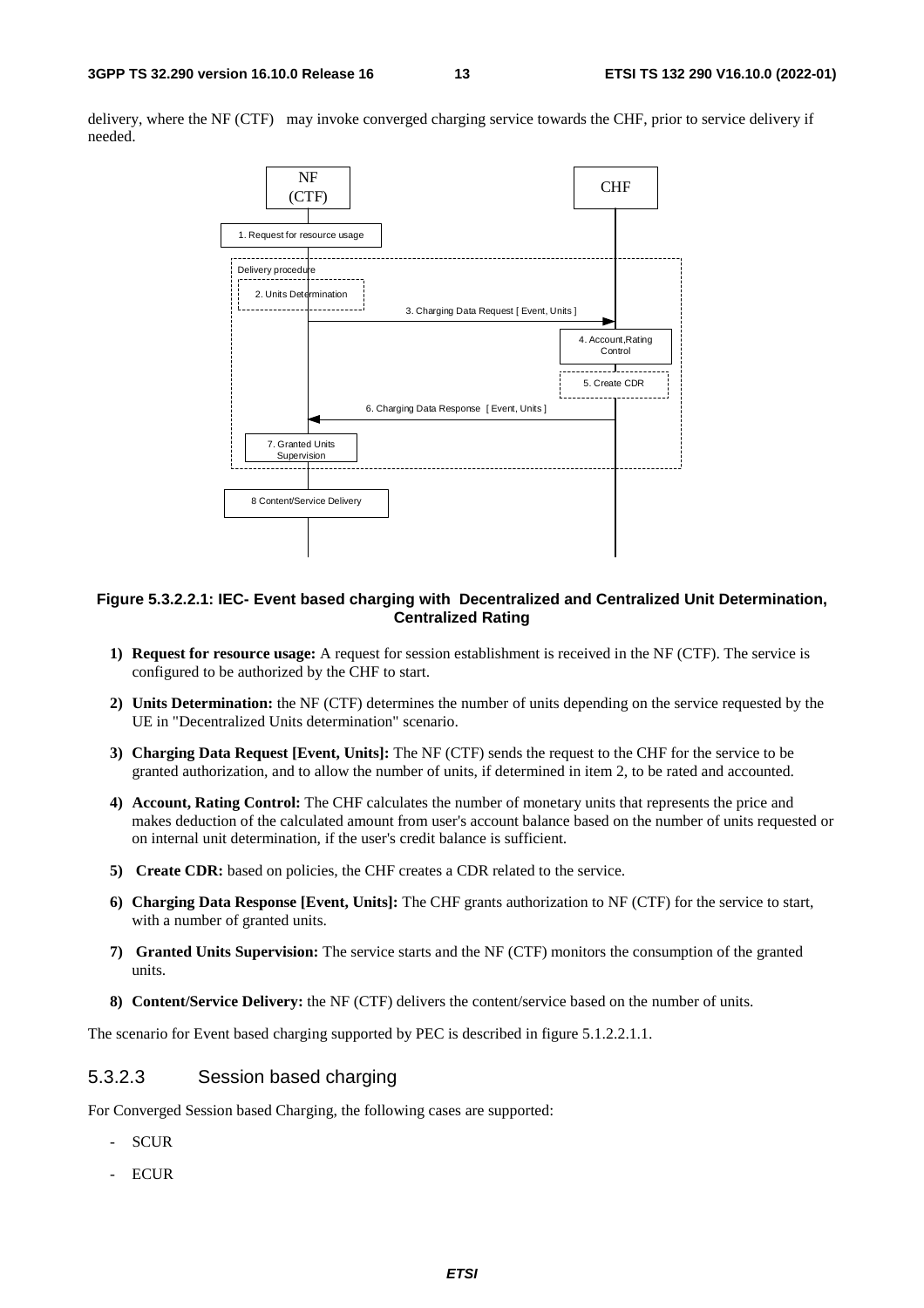delivery, where the NF (CTF) may invoke converged charging service towards the CHF, prior to service delivery if needed.

NF (CTF)

CHF

1. Request for resource usage

Delivery procedure

2. Units Determination

3. Charging Data Request [ Event, Units ]

4. Account,Rating Control

5. Create CDR

6. Charging Data Response [ Event, Units ]

7. Granted Units Supervision

8 Content/Service Delivery

**Figure 5.3.2.2.1: IEC- Event based charging with Decentralized and Centralized Unit Determination, Centralized Rating**

1) **Request for resource usage:** A request for session establishment is received in the NF (CTF). The service is configured to be authorized by the CHF to start.

2) **Units Determination:** the NF (CTF) determines the number of units depending on the service requested by the UE in "Decentralized Units determination" scenario.

3) **Charging Data Request [Event, Units]:** The NF (CTF) sends the request to the CHF for the service to be granted authorization, and to allow the number of units, if determined in item 2, to be rated and accounted.

4) **Account, Rating Control:** The CHF calculates the number of monetary units that represents the price and makes deduction of the calculated amount from user's account balance based on the number of units requested or on internal unit determination, if the user's credit balance is sufficient.

5) **Create CDR:** based on policies, the CHF creates a CDR related to the service.

6) **Charging Data Response [Event, Units]:** The CHF grants authorization to NF (CTF) for the service to start, with a number of granted units.

7) **Granted Units Supervision:** The service starts and the NF (CTF) monitors the consumption of the granted units.

8) **Content/Service Delivery:** the NF (CTF) delivers the content/service based on the number of units.

The scenario for Event based charging supported by PEC is described in figure 5.1.2.2.1.1.

### 5.3.2.3 Session based charging

For Converged Session based Charging, the following cases are supported:

- SCUR
- ECUR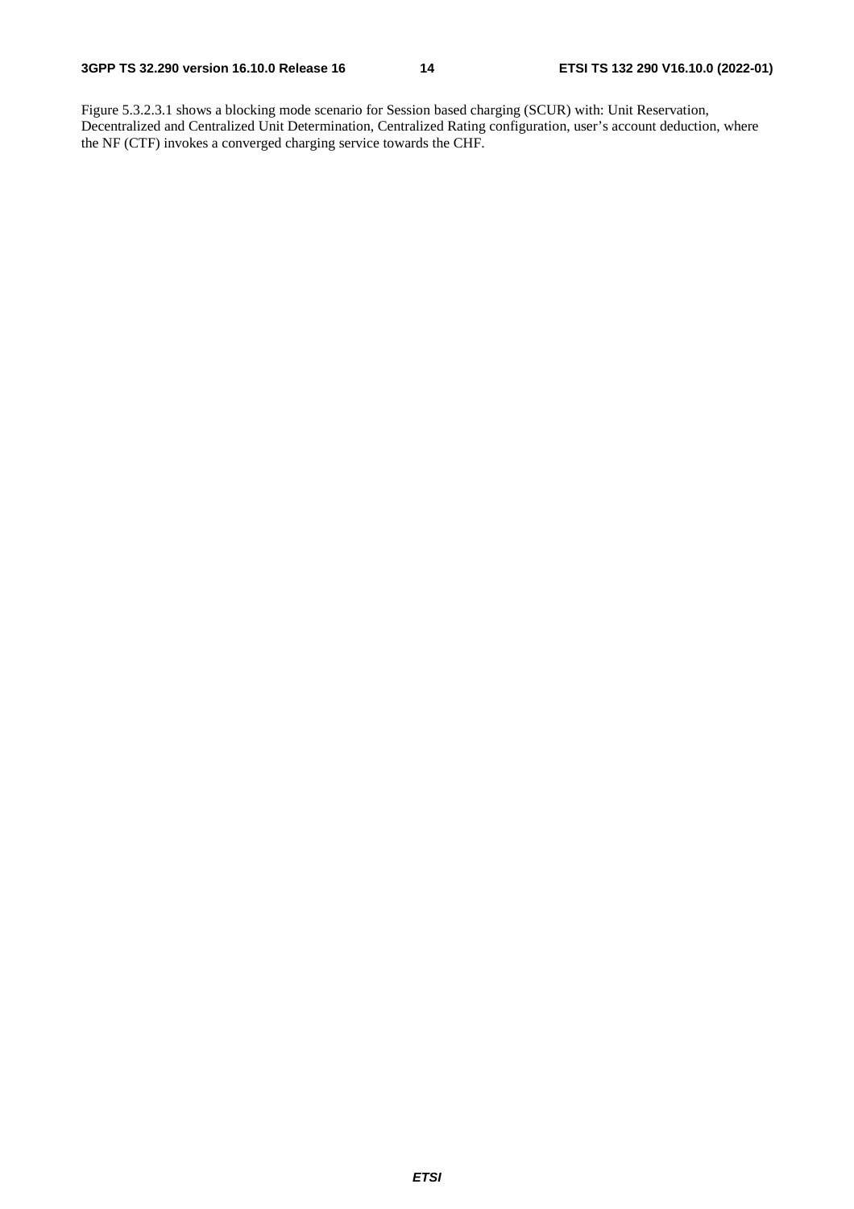Figure 5.3.2.3.1 shows a blocking mode scenario for Session based charging (SCUR) with: Unit Reservation, Decentralized and Centralized Unit Determination, Centralized Rating configuration, user's account deduction, where the NF (CTF) invokes a converged charging service towards the CHF.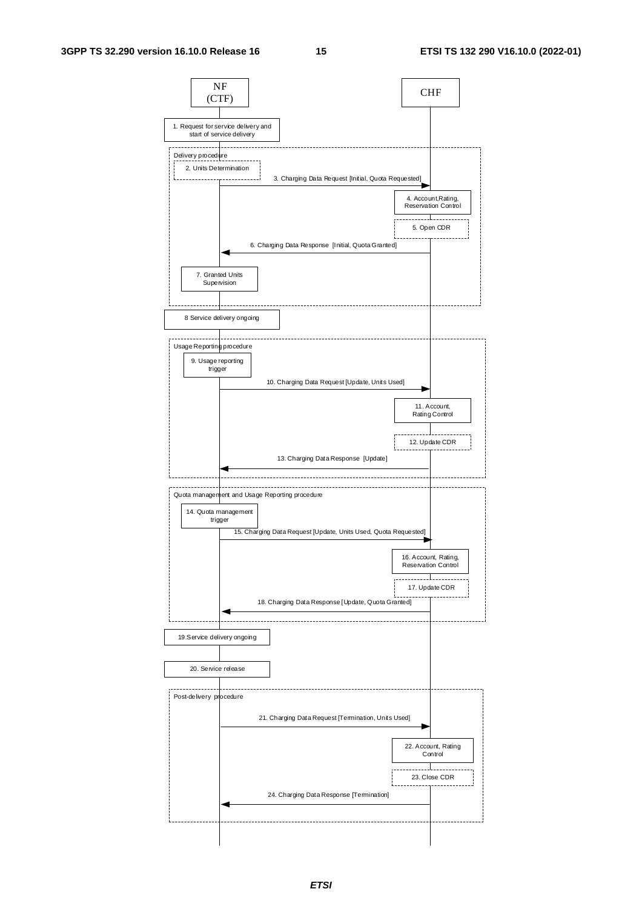NF (CTF)

CHF

1. Request for service delivery and start of service delivery

Delivery procedure

2. Units Determination

3. Charging Data Request [Initial, Quota Requested]

4. Account,Rating, Reservation Control

5. Open CDR

6. Charging Data Response [Initial, Quota Granted]

7. Granted Units Supervision

8 Service delivery ongoing

Usage Reporting procedure

9. Usage reporting trigger

10. Charging Data Request [Update, Units Used]

11. Account, Rating Control

12. Update CDR

13. Charging Data Response [Update]

Quota management and Usage Reporting procedure

14. Quota management trigger

15. Charging Data Request [Update, Units Used, Quota Requested]

16. Account, Rating, Reservation Control

17. Update CDR

18. Charging Data Response [Update, Quota Granted]

19.Service delivery ongoing

20. Service release

Post-delivery procedure

21. Charging Data Request [Termination, Units Used]

22. Account, Rating Control

23. Close CDR

24. Charging Data Response [Termination]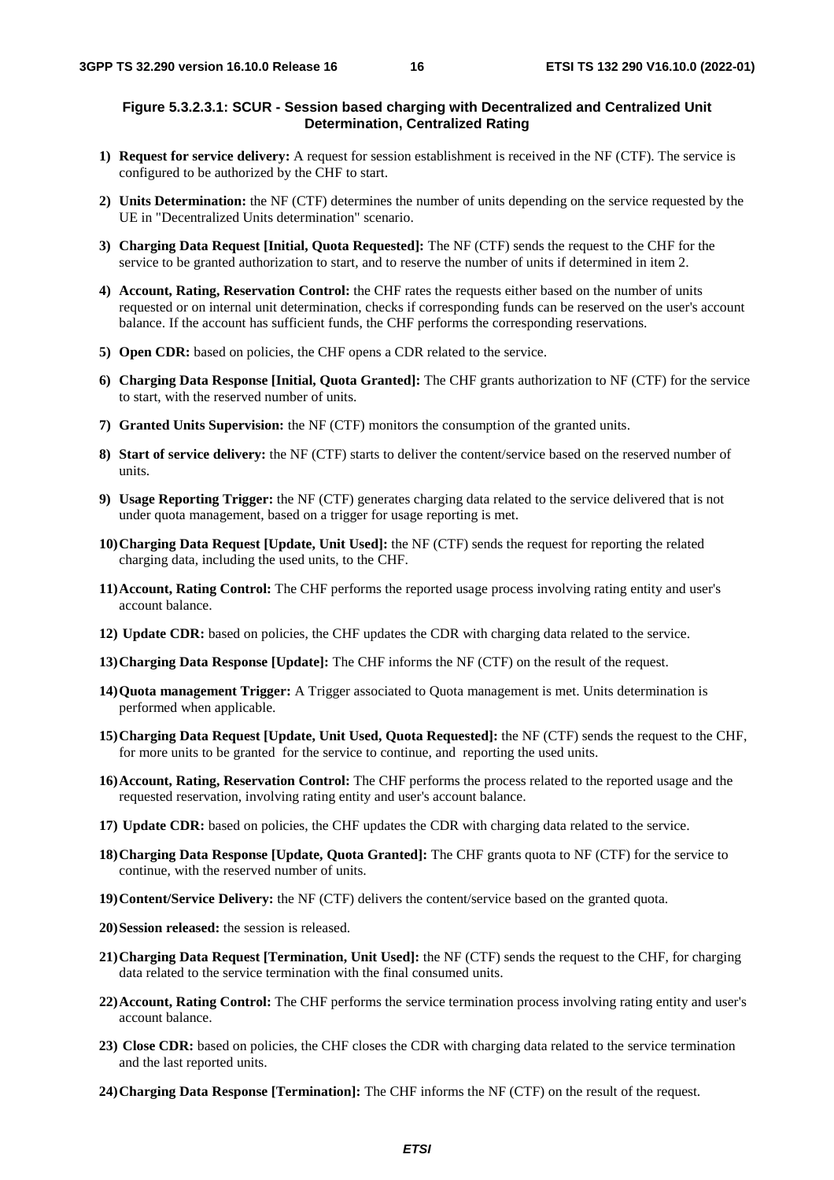**Figure 5.3.2.3.1: SCUR - Session based charging with Decentralized and Centralized Unit Determination, Centralized Rating**

1) **Request for service delivery:** A request for session establishment is received in the NF (CTF). The service is configured to be authorized by the CHF to start.

2) **Units Determination:** the NF (CTF) determines the number of units depending on the service requested by the UE in "Decentralized Units determination" scenario.

3) **Charging Data Request [Initial, Quota Requested]:** The NF (CTF) sends the request to the CHF for the service to be granted authorization to start, and to reserve the number of units if determined in item 2.

4) **Account, Rating, Reservation Control:** the CHF rates the requests either based on the number of units requested or on internal unit determination, checks if corresponding funds can be reserved on the user's account balance. If the account has sufficient funds, the CHF performs the corresponding reservations.

5) **Open CDR:** based on policies, the CHF opens a CDR related to the service.

6) **Charging Data Response [Initial, Quota Granted]:** The CHF grants authorization to NF (CTF) for the service to start, with the reserved number of units.

7) **Granted Units Supervision:** the NF (CTF) monitors the consumption of the granted units.

8) **Start of service delivery:** the NF (CTF) starts to deliver the content/service based on the reserved number of units.

9) **Usage Reporting Trigger:** the NF (CTF) generates charging data related to the service delivered that is not under quota management, based on a trigger for usage reporting is met.

10) **Charging Data Request [Update, Unit Used]:** the NF (CTF) sends the request for reporting the related charging data, including the used units, to the CHF.

11) **Account, Rating Control:** The CHF performs the reported usage process involving rating entity and user's account balance.

12) **Update CDR:** based on policies, the CHF updates the CDR with charging data related to the service.

13) **Charging Data Response [Update]:** The CHF informs the NF (CTF) on the result of the request.

14) **Quota management Trigger:** A Trigger associated to Quota management is met. Units determination is performed when applicable.

15) **Charging Data Request [Update, Unit Used, Quota Requested]:** the NF (CTF) sends the request to the CHF, for more units to be granted for the service to continue, and reporting the used units.

16) **Account, Rating, Reservation Control:** The CHF performs the process related to the reported usage and the requested reservation, involving rating entity and user's account balance.

17) **Update CDR:** based on policies, the CHF updates the CDR with charging data related to the service.

18) **Charging Data Response [Update, Quota Granted]:** The CHF grants quota to NF (CTF) for the service to continue, with the reserved number of units.

19) **Content/Service Delivery:** the NF (CTF) delivers the content/service based on the granted quota.

20) **Session released:** the session is released.

21) **Charging Data Request [Termination, Unit Used]:** the NF (CTF) sends the request to the CHF, for charging data related to the service termination with the final consumed units.

22) **Account, Rating Control:** The CHF performs the service termination process involving rating entity and user's account balance.

23) **Close CDR:** based on policies, the CHF closes the CDR with charging data related to the service termination and the last reported units.

24) **Charging Data Response [Termination]:** The CHF informs the NF (CTF) on the result of the request.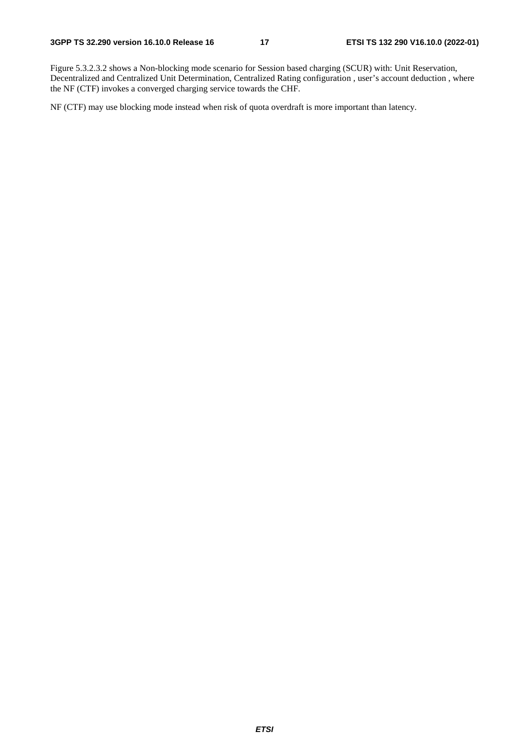Figure 5.3.2.3.2 shows a Non-blocking mode scenario for Session based charging (SCUR) with: Unit Reservation, Decentralized and Centralized Unit Determination, Centralized Rating configuration , user's account deduction , where the NF (CTF) invokes a converged charging service towards the CHF.

NF (CTF) may use blocking mode instead when risk of quota overdraft is more important than latency.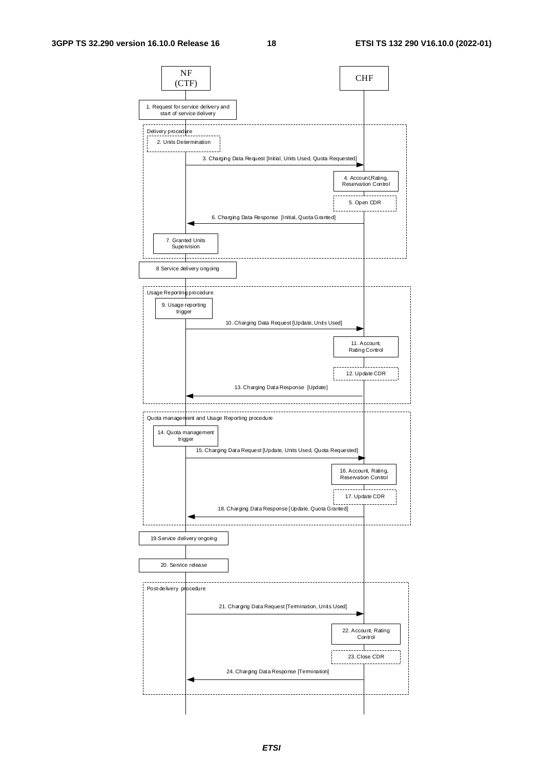NF (CTF)

CHF

1. Request for service delivery and start of service delivery

Delivery procedure

2. Units Determination

3. Charging Data Request [Initial, Units Used, Quota Requested]

4. Account,Rating, Reservation Control

5. Open CDR

6. Charging Data Response [Initial, Quota Granted]

7. Granted Units Supervision

8 Service delivery ongoing

Usage Reporting procedure

9. Usage reporting trigger

10. Charging Data Request [Update, Units Used]

11. Account, Rating Control

12. Update CDR

13. Charging Data Response [Update]

Quota management and Usage Reporting procedure

14. Quota management trigger

15. Charging Data Request [Update, Units Used, Quota Requested]

16. Account, Rating, Reservation Control

17. Update CDR

18. Charging Data Response [Update, Quota Granted]

19.Service delivery ongoing

20. Service release

Post-delivery procedure

21. Charging Data Request [Termination, Units Used]

22. Account, Rating Control

23. Close CDR

24. Charging Data Response [Termination]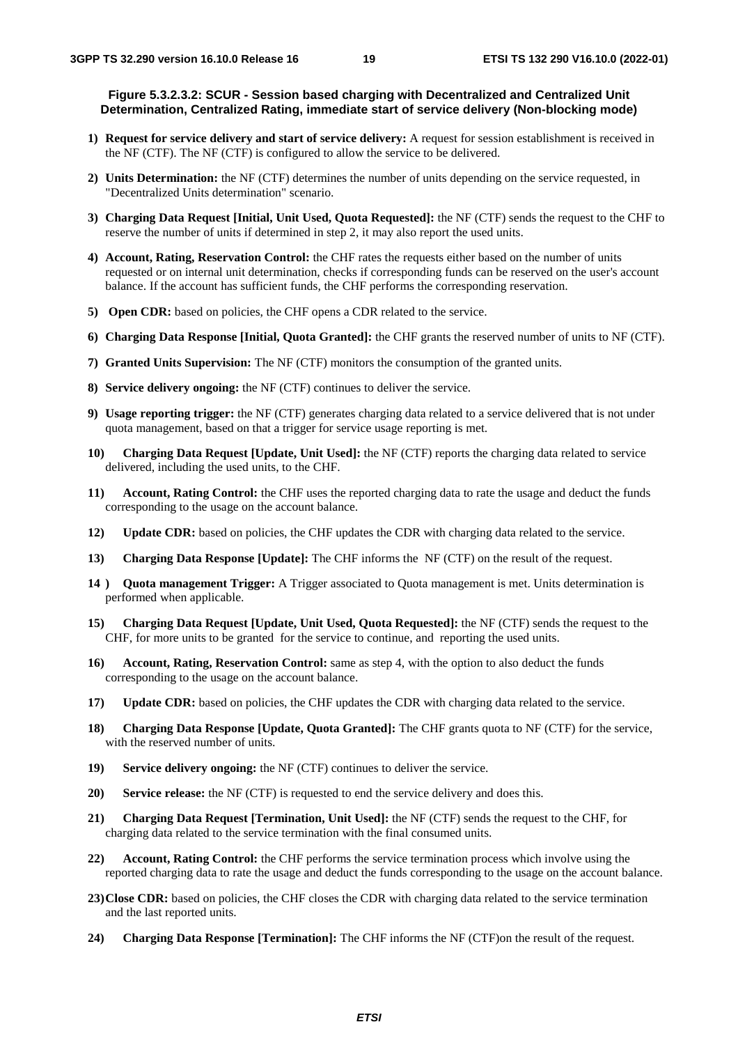**Figure 5.3.2.3.2: SCUR - Session based charging with Decentralized and Centralized Unit Determination, Centralized Rating, immediate start of service delivery (Non-blocking mode)**

1) **Request for service delivery and start of service delivery:** A request for session establishment is received in the NF (CTF). The NF (CTF) is configured to allow the service to be delivered.

2) **Units Determination:** the NF (CTF) determines the number of units depending on the service requested, in "Decentralized Units determination" scenario.

3) **Charging Data Request [Initial, Unit Used, Quota Requested]:** the NF (CTF) sends the request to the CHF to reserve the number of units if determined in step 2, it may also report the used units.

4) **Account, Rating, Reservation Control:** the CHF rates the requests either based on the number of units requested or on internal unit determination, checks if corresponding funds can be reserved on the user's account balance. If the account has sufficient funds, the CHF performs the corresponding reservation.

5) **Open CDR:** based on policies, the CHF opens a CDR related to the service.

6) **Charging Data Response [Initial, Quota Granted]:** the CHF grants the reserved number of units to NF (CTF).

7) **Granted Units Supervision:** The NF (CTF) monitors the consumption of the granted units.

8) **Service delivery ongoing:** the NF (CTF) continues to deliver the service.

9) **Usage reporting trigger:** the NF (CTF) generates charging data related to a service delivered that is not under quota management, based on that a trigger for service usage reporting is met.

10) **Charging Data Request [Update, Unit Used]:** the NF (CTF) reports the charging data related to service delivered, including the used units, to the CHF.

11) **Account, Rating Control:** the CHF uses the reported charging data to rate the usage and deduct the funds corresponding to the usage on the account balance.

12) **Update CDR:** based on policies, the CHF updates the CDR with charging data related to the service.

13) **Charging Data Response [Update]:** The CHF informs the NF (CTF) on the result of the request.

14) **Quota management Trigger:** A Trigger associated to Quota management is met. Units determination is performed when applicable.

15) **Charging Data Request [Update, Unit Used, Quota Requested]:** the NF (CTF) sends the request to the CHF, for more units to be granted for the service to continue, and reporting the used units.

16) **Account, Rating, Reservation Control:** same as step 4, with the option to also deduct the funds corresponding to the usage on the account balance.

17) **Update CDR:** based on policies, the CHF updates the CDR with charging data related to the service.

18) **Charging Data Response [Update, Quota Granted]:** The CHF grants quota to NF (CTF) for the service, with the reserved number of units.

19) **Service delivery ongoing:** the NF (CTF) continues to deliver the service.

20) **Service release:** the NF (CTF) is requested to end the service delivery and does this.

21) **Charging Data Request [Termination, Unit Used]:** the NF (CTF) sends the request to the CHF, for charging data related to the service termination with the final consumed units.

22) **Account, Rating Control:** the CHF performs the service termination process which involve using the reported charging data to rate the usage and deduct the funds corresponding to the usage on the account balance.

23) **Close CDR:** based on policies, the CHF closes the CDR with charging data related to the service termination and the last reported units.

24) **Charging Data Response [Termination]:** The CHF informs the NF (CTF)on the result of the request.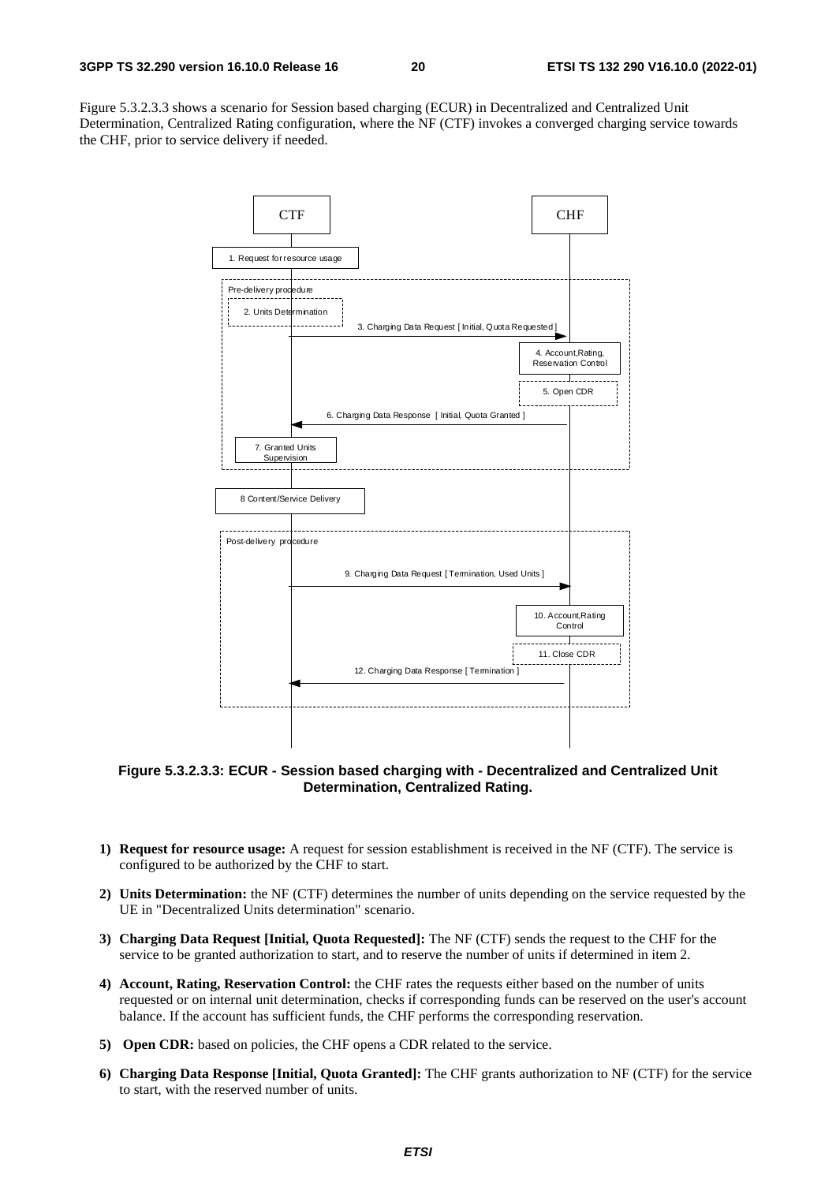Figure 5.3.2.3.3 shows a scenario for Session based charging (ECUR) in Decentralized and Centralized Unit Determination, Centralized Rating configuration, where the NF (CTF) invokes a converged charging service towards the CHF, prior to service delivery if needed.

CTF

CHF

1. Request for resource usage

Pre-delivery procedure

2. Units Determination

3. Charging Data Request [ Initial, Quota Requested ]

4. Account,Rating, Reservation Control

5. Open CDR

6. Charging Data Response [ Initial, Quota Granted ]

7. Granted Units Supervision

8 Content/Service Delivery

Post-delivery procedure

9. Charging Data Request [ Termination, Used Units ]

10. Account,Rating Control

11. Close CDR

12. Charging Data Response [ Termination ]

**Figure 5.3.2.3.3: ECUR - Session based charging with - Decentralized and Centralized Unit Determination, Centralized Rating.**

1) **Request for resource usage:** A request for session establishment is received in the NF (CTF). The service is configured to be authorized by the CHF to start.
2) **Units Determination:** the NF (CTF) determines the number of units depending on the service requested by the UE in "Decentralized Units determination" scenario.
3) **Charging Data Request [Initial, Quota Requested]:** The NF (CTF) sends the request to the CHF for the service to be granted authorization to start, and to reserve the number of units if determined in item 2.
4) **Account, Rating, Reservation Control:** the CHF rates the requests either based on the number of units requested or on internal unit determination, checks if corresponding funds can be reserved on the user's account balance. If the account has sufficient funds, the CHF performs the corresponding reservation.
5) **Open CDR:** based on policies, the CHF opens a CDR related to the service.
6) **Charging Data Response [Initial, Quota Granted]:** The CHF grants authorization to NF (CTF) for the service to start, with the reserved number of units.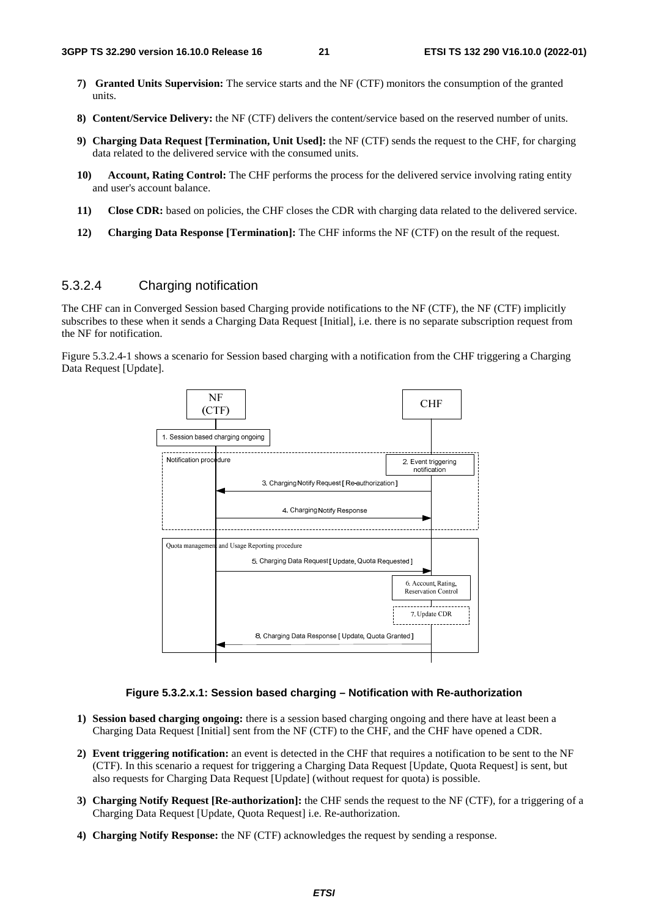7) **Granted Units Supervision:** The service starts and the NF (CTF) monitors the consumption of the granted units.

8) **Content/Service Delivery:** the NF (CTF) delivers the content/service based on the reserved number of units.

9) **Charging Data Request [Termination, Unit Used]:** the NF (CTF) sends the request to the CHF, for charging data related to the delivered service with the consumed units.

10) **Account, Rating Control:** The CHF performs the process for the delivered service involving rating entity and user's account balance.

11) **Close CDR:** based on policies, the CHF closes the CDR with charging data related to the delivered service.

12) **Charging Data Response [Termination]:** The CHF informs the NF (CTF) on the result of the request.

### 5.3.2.4 Charging notification

The CHF can in Converged Session based Charging provide notifications to the NF (CTF), the NF (CTF) implicitly subscribes to these when it sends a Charging Data Request [Initial], i.e. there is no separate subscription request from the NF for notification.

Figure 5.3.2.4-1 shows a scenario for Session based charging with a notification from the CHF triggering a Charging Data Request [Update].

NF (CTF)
CHF
1. Session based charging ongoing
Notification procedure
2. Event triggering notification
3. Charging Notify Request [ Re-authorization ]
4. Charging Notify Response
Quota management and Usage Reporting procedure
5. Charging Data Request [ Update, Quota Requested ]
6. Account, Rating, Reservation Control
7. Update CDR
8. Charging Data Response [ Update, Quota Granted ]

**Figure 5.3.2.x.1: Session based charging – Notification with Re-authorization**

1) **Session based charging ongoing:** there is a session based charging ongoing and there have at least been a Charging Data Request [Initial] sent from the NF (CTF) to the CHF, and the CHF have opened a CDR.

2) **Event triggering notification:** an event is detected in the CHF that requires a notification to be sent to the NF (CTF). In this scenario a request for triggering a Charging Data Request [Update, Quota Request] is sent, but also requests for Charging Data Request [Update] (without request for quota) is possible.

3) **Charging Notify Request [Re-authorization]:** the CHF sends the request to the NF (CTF), for a triggering of a Charging Data Request [Update, Quota Request] i.e. Re-authorization.

4) **Charging Notify Response:** the NF (CTF) acknowledges the request by sending a response.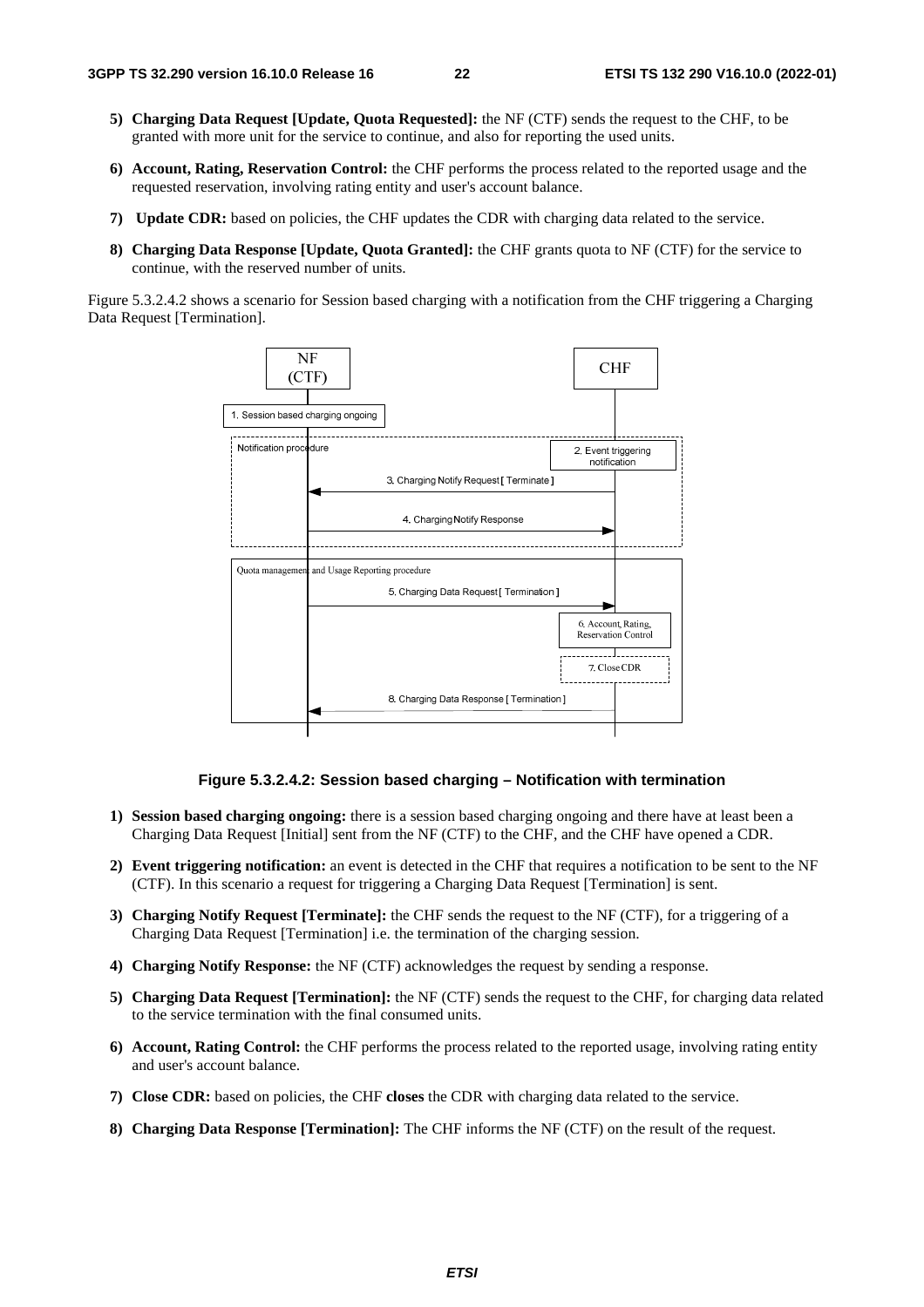**5) Charging Data Request [Update, Quota Requested]:** the NF (CTF) sends the request to the CHF, to be granted with more unit for the service to continue, and also for reporting the used units.

**6) Account, Rating, Reservation Control:** the CHF performs the process related to the reported usage and the requested reservation, involving rating entity and user's account balance.

**7) Update CDR:** based on policies, the CHF updates the CDR with charging data related to the service.

**8) Charging Data Response [Update, Quota Granted]:** the CHF grants quota to NF (CTF) for the service to continue, with the reserved number of units.

Figure 5.3.2.4.2 shows a scenario for Session based charging with a notification from the CHF triggering a Charging Data Request [Termination].

NF (CTF)
CHF
1. Session based charging ongoing
Notification procedure
2. Event triggering notification
3. Charging Notify Request [ Terminate ]
4. Charging Notify Response
Quota management and Usage Reporting procedure
5. Charging Data Request [ Termination ]
6. Account, Rating, Reservation Control
7. Close CDR
8. Charging Data Response [ Termination ]

**Figure 5.3.2.4.2: Session based charging – Notification with termination**

**1) Session based charging ongoing:** there is a session based charging ongoing and there have at least been a Charging Data Request [Initial] sent from the NF (CTF) to the CHF, and the CHF have opened a CDR.

**2) Event triggering notification:** an event is detected in the CHF that requires a notification to be sent to the NF (CTF). In this scenario a request for triggering a Charging Data Request [Termination] is sent.

**3) Charging Notify Request [Terminate]:** the CHF sends the request to the NF (CTF), for a triggering of a Charging Data Request [Termination] i.e. the termination of the charging session.

**4) Charging Notify Response:** the NF (CTF) acknowledges the request by sending a response.

**5) Charging Data Request [Termination]:** the NF (CTF) sends the request to the CHF, for charging data related to the service termination with the final consumed units.

**6) Account, Rating Control:** the CHF performs the process related to the reported usage, involving rating entity and user's account balance.

**7) Close CDR:** based on policies, the CHF **closes** the CDR with charging data related to the service.

**8) Charging Data Response [Termination]:** The CHF informs the NF (CTF) on the result of the request.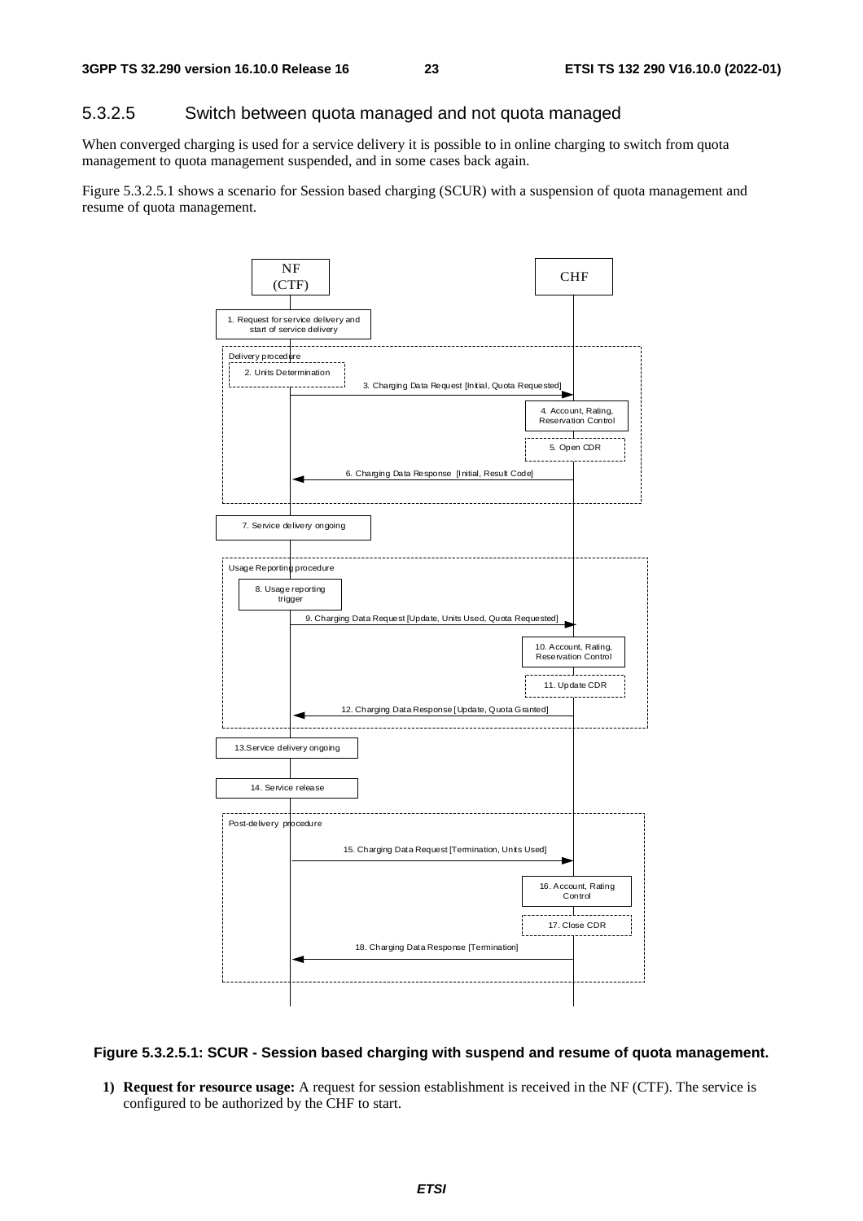### 5.3.2.5 Switch between quota managed and not quota managed

When converged charging is used for a service delivery it is possible to in online charging to switch from quota management to quota management suspended, and in some cases back again.

Figure 5.3.2.5.1 shows a scenario for Session based charging (SCUR) with a suspension of quota management and resume of quota management.

NF (CTF)

CHF

1. Request for service delivery and start of service delivery

Delivery procedure

2. Units Determination

3. Charging Data Request [Initial, Quota Requested]

4. Account, Rating, Reservation Control

5. Open CDR

6. Charging Data Response [Initial, Result Code]

7. Service delivery ongoing

Usage Reporting procedure

8. Usage reporting trigger

9. Charging Data Request [Update, Units Used, Quota Requested]

10. Account, Rating, Reservation Control

11. Update CDR

12. Charging Data Response [Update, Quota Granted]

13.Service delivery ongoing

14. Service release

Post-delivery procedure

15. Charging Data Request [Termination, Units Used]

16. Account, Rating Control

17. Close CDR

18. Charging Data Response [Termination]

**Figure 5.3.2.5.1: SCUR - Session based charging with suspend and resume of quota management.**

1) **Request for resource usage:** A request for session establishment is received in the NF (CTF). The service is configured to be authorized by the CHF to start.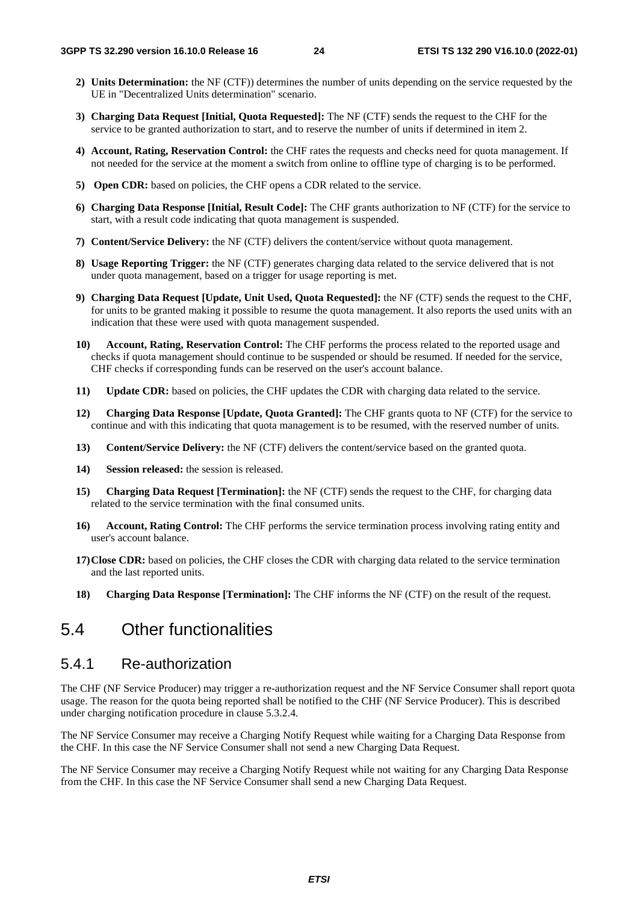2) **Units Determination:** the NF (CTF)) determines the number of units depending on the service requested by the UE in "Decentralized Units determination" scenario.

3) **Charging Data Request [Initial, Quota Requested]:** The NF (CTF) sends the request to the CHF for the service to be granted authorization to start, and to reserve the number of units if determined in item 2.

4) **Account, Rating, Reservation Control:** the CHF rates the requests and checks need for quota management. If not needed for the service at the moment a switch from online to offline type of charging is to be performed.

5) **Open CDR:** based on policies, the CHF opens a CDR related to the service.

6) **Charging Data Response [Initial, Result Code]:** The CHF grants authorization to NF (CTF) for the service to start, with a result code indicating that quota management is suspended.

7) **Content/Service Delivery:** the NF (CTF) delivers the content/service without quota management.

8) **Usage Reporting Trigger:** the NF (CTF) generates charging data related to the service delivered that is not under quota management, based on a trigger for usage reporting is met.

9) **Charging Data Request [Update, Unit Used, Quota Requested]:** the NF (CTF) sends the request to the CHF, for units to be granted making it possible to resume the quota management. It also reports the used units with an indication that these were used with quota management suspended.

10) **Account, Rating, Reservation Control:** The CHF performs the process related to the reported usage and checks if quota management should continue to be suspended or should be resumed. If needed for the service, CHF checks if corresponding funds can be reserved on the user's account balance.

11) **Update CDR:** based on policies, the CHF updates the CDR with charging data related to the service.

12) **Charging Data Response [Update, Quota Granted]:** The CHF grants quota to NF (CTF) for the service to continue and with this indicating that quota management is to be resumed, with the reserved number of units.

13) **Content/Service Delivery:** the NF (CTF) delivers the content/service based on the granted quota.

14) **Session released:** the session is released.

15) **Charging Data Request [Termination]:** the NF (CTF) sends the request to the CHF, for charging data related to the service termination with the final consumed units.

16) **Account, Rating Control:** The CHF performs the service termination process involving rating entity and user's account balance.

17) **Close CDR:** based on policies, the CHF closes the CDR with charging data related to the service termination and the last reported units.

18) **Charging Data Response [Termination]:** The CHF informs the NF (CTF) on the result of the request.

# 5.4 Other functionalities

## 5.4.1 Re-authorization

The CHF (NF Service Producer) may trigger a re-authorization request and the NF Service Consumer shall report quota usage. The reason for the quota being reported shall be notified to the CHF (NF Service Producer). This is described under charging notification procedure in clause 5.3.2.4.

The NF Service Consumer may receive a Charging Notify Request while waiting for a Charging Data Response from the CHF. In this case the NF Service Consumer shall not send a new Charging Data Request.

The NF Service Consumer may receive a Charging Notify Request while not waiting for any Charging Data Response from the CHF. In this case the NF Service Consumer shall send a new Charging Data Request.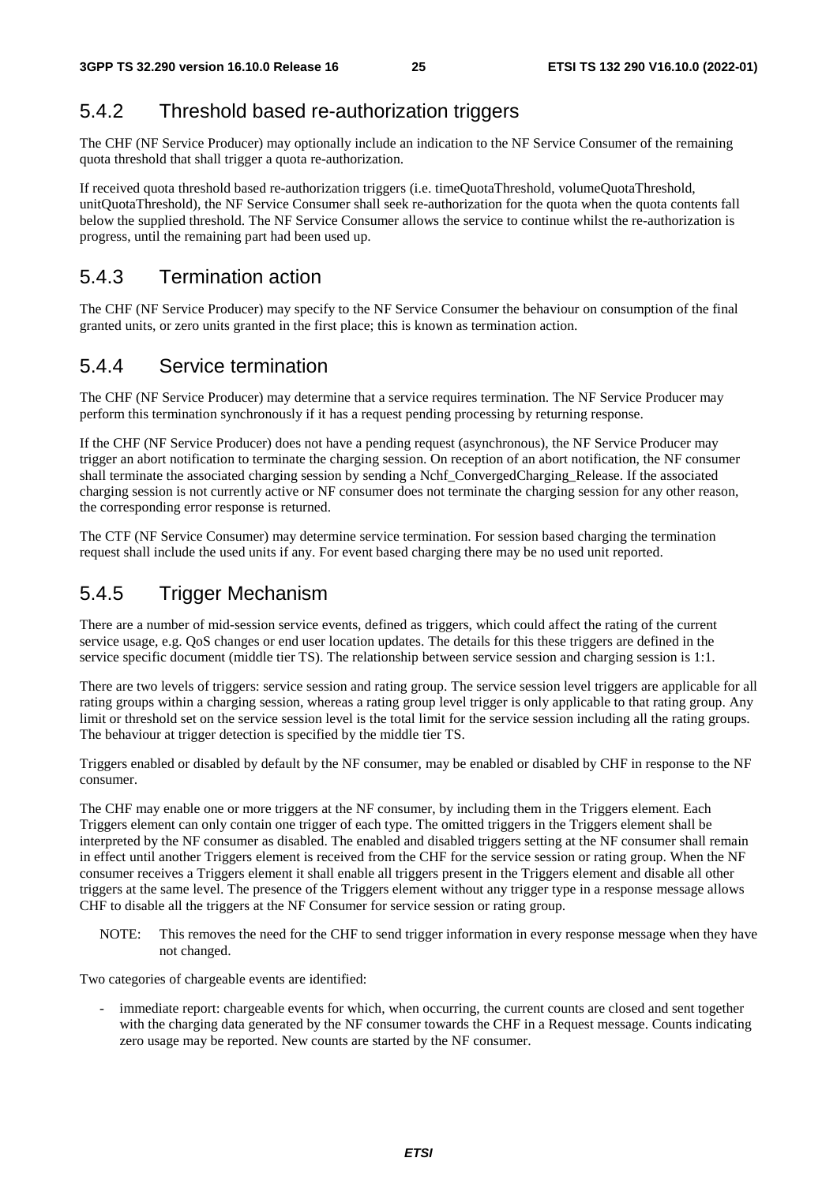## 5.4.2 Threshold based re-authorization triggers

The CHF (NF Service Producer) may optionally include an indication to the NF Service Consumer of the remaining quota threshold that shall trigger a quota re-authorization.

If received quota threshold based re-authorization triggers (i.e. timeQuotaThreshold, volumeQuotaThreshold, unitQuotaThreshold), the NF Service Consumer shall seek re-authorization for the quota when the quota contents fall below the supplied threshold. The NF Service Consumer allows the service to continue whilst the re-authorization is progress, until the remaining part had been used up.

## 5.4.3 Termination action

The CHF (NF Service Producer) may specify to the NF Service Consumer the behaviour on consumption of the final granted units, or zero units granted in the first place; this is known as termination action.

## 5.4.4 Service termination

The CHF (NF Service Producer) may determine that a service requires termination. The NF Service Producer may perform this termination synchronously if it has a request pending processing by returning response.

If the CHF (NF Service Producer) does not have a pending request (asynchronous), the NF Service Producer may trigger an abort notification to terminate the charging session. On reception of an abort notification, the NF consumer shall terminate the associated charging session by sending a Nchf_ConvergedCharging_Release. If the associated charging session is not currently active or NF consumer does not terminate the charging session for any other reason, the corresponding error response is returned.

The CTF (NF Service Consumer) may determine service termination. For session based charging the termination request shall include the used units if any. For event based charging there may be no used unit reported.

## 5.4.5 Trigger Mechanism

There are a number of mid-session service events, defined as triggers, which could affect the rating of the current service usage, e.g. QoS changes or end user location updates. The details for this these triggers are defined in the service specific document (middle tier TS). The relationship between service session and charging session is 1:1.

There are two levels of triggers: service session and rating group. The service session level triggers are applicable for all rating groups within a charging session, whereas a rating group level trigger is only applicable to that rating group. Any limit or threshold set on the service session level is the total limit for the service session including all the rating groups. The behaviour at trigger detection is specified by the middle tier TS.

Triggers enabled or disabled by default by the NF consumer, may be enabled or disabled by CHF in response to the NF consumer.

The CHF may enable one or more triggers at the NF consumer, by including them in the Triggers element. Each Triggers element can only contain one trigger of each type. The omitted triggers in the Triggers element shall be interpreted by the NF consumer as disabled. The enabled and disabled triggers setting at the NF consumer shall remain in effect until another Triggers element is received from the CHF for the service session or rating group. When the NF consumer receives a Triggers element it shall enable all triggers present in the Triggers element and disable all other triggers at the same level. The presence of the Triggers element without any trigger type in a response message allows CHF to disable all the triggers at the NF Consumer for service session or rating group.

NOTE: This removes the need for the CHF to send trigger information in every response message when they have not changed.

Two categories of chargeable events are identified:

- immediate report: chargeable events for which, when occurring, the current counts are closed and sent together with the charging data generated by the NF consumer towards the CHF in a Request message. Counts indicating zero usage may be reported. New counts are started by the NF consumer.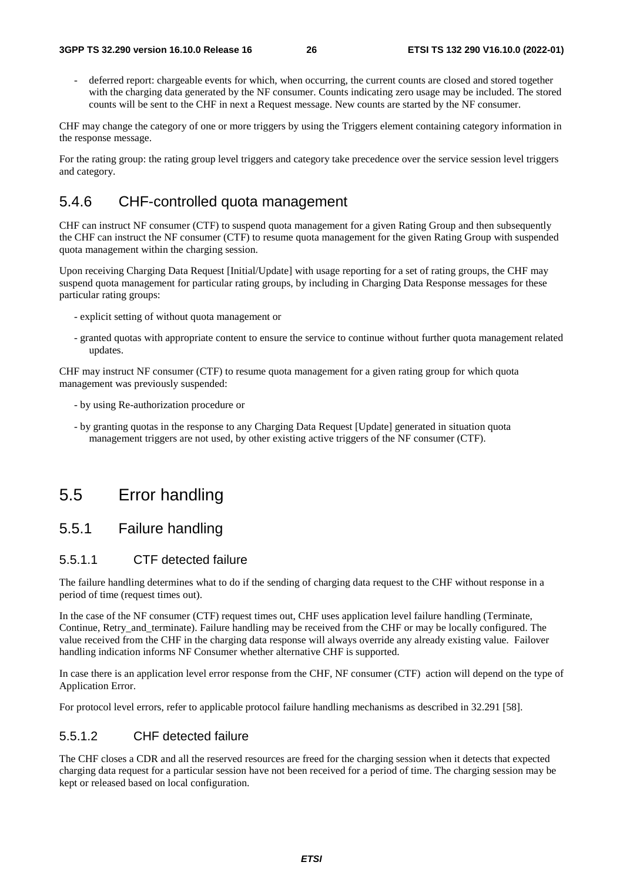- deferred report: chargeable events for which, when occurring, the current counts are closed and stored together with the charging data generated by the NF consumer. Counts indicating zero usage may be included. The stored counts will be sent to the CHF in next a Request message. New counts are started by the NF consumer.

CHF may change the category of one or more triggers by using the Triggers element containing category information in the response message.

For the rating group: the rating group level triggers and category take precedence over the service session level triggers and category.

### 5.4.6 CHF-controlled quota management

CHF can instruct NF consumer (CTF) to suspend quota management for a given Rating Group and then subsequently the CHF can instruct the NF consumer (CTF) to resume quota management for the given Rating Group with suspended quota management within the charging session.

Upon receiving Charging Data Request [Initial/Update] with usage reporting for a set of rating groups, the CHF may suspend quota management for particular rating groups, by including in Charging Data Response messages for these particular rating groups:

- explicit setting of without quota management or
- granted quotas with appropriate content to ensure the service to continue without further quota management related updates.

CHF may instruct NF consumer (CTF) to resume quota management for a given rating group for which quota management was previously suspended:

- by using Re-authorization procedure or
- by granting quotas in the response to any Charging Data Request [Update] generated in situation quota management triggers are not used, by other existing active triggers of the NF consumer (CTF).

## 5.5 Error handling

### 5.5.1 Failure handling

#### 5.5.1.1 CTF detected failure

The failure handling determines what to do if the sending of charging data request to the CHF without response in a period of time (request times out).

In the case of the NF consumer (CTF) request times out, CHF uses application level failure handling (Terminate, Continue, Retry_and_terminate). Failure handling may be received from the CHF or may be locally configured. The value received from the CHF in the charging data response will always override any already existing value. Failover handling indication informs NF Consumer whether alternative CHF is supported.

In case there is an application level error response from the CHF, NF consumer (CTF) action will depend on the type of Application Error.

For protocol level errors, refer to applicable protocol failure handling mechanisms as described in 32.291 [58].

#### 5.5.1.2 CHF detected failure

The CHF closes a CDR and all the reserved resources are freed for the charging session when it detects that expected charging data request for a particular session have not been received for a period of time. The charging session may be kept or released based on local configuration.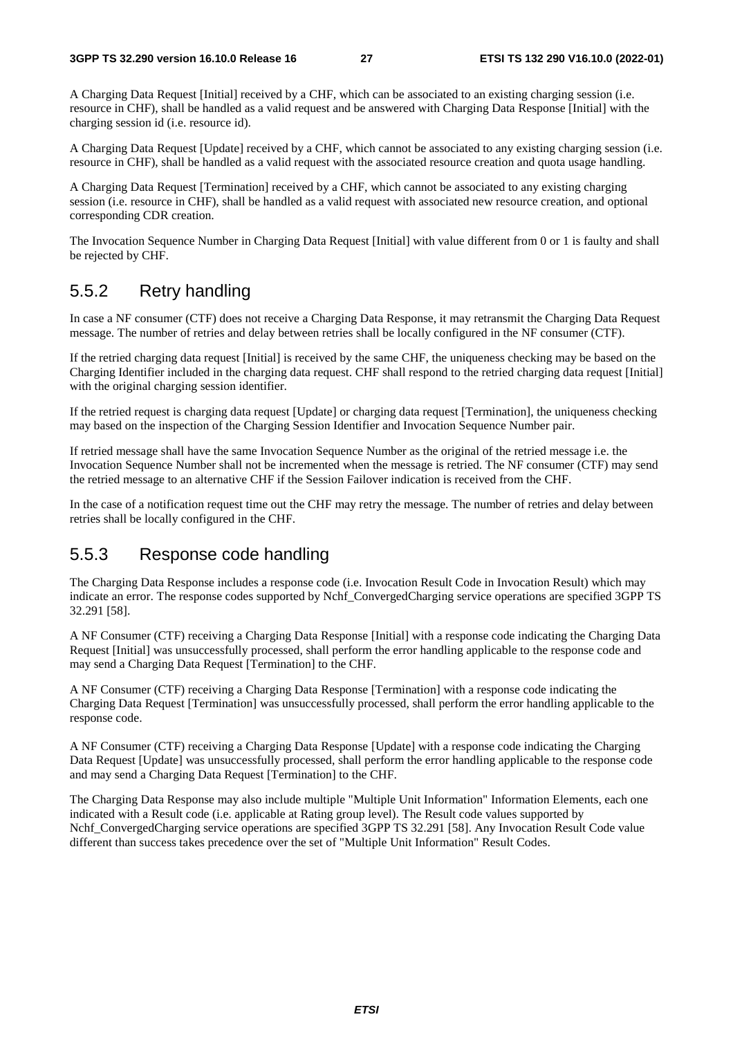A Charging Data Request [Initial] received by a CHF, which can be associated to an existing charging session (i.e. resource in CHF), shall be handled as a valid request and be answered with Charging Data Response [Initial] with the charging session id (i.e. resource id).

A Charging Data Request [Update] received by a CHF, which cannot be associated to any existing charging session (i.e. resource in CHF), shall be handled as a valid request with the associated resource creation and quota usage handling.

A Charging Data Request [Termination] received by a CHF, which cannot be associated to any existing charging session (i.e. resource in CHF), shall be handled as a valid request with associated new resource creation, and optional corresponding CDR creation.

The Invocation Sequence Number in Charging Data Request [Initial] with value different from 0 or 1 is faulty and shall be rejected by CHF.

## 5.5.2 Retry handling

In case a NF consumer (CTF) does not receive a Charging Data Response, it may retransmit the Charging Data Request message. The number of retries and delay between retries shall be locally configured in the NF consumer (CTF).

If the retried charging data request [Initial] is received by the same CHF, the uniqueness checking may be based on the Charging Identifier included in the charging data request. CHF shall respond to the retried charging data request [Initial] with the original charging session identifier.

If the retried request is charging data request [Update] or charging data request [Termination], the uniqueness checking may based on the inspection of the Charging Session Identifier and Invocation Sequence Number pair.

If retried message shall have the same Invocation Sequence Number as the original of the retried message i.e. the Invocation Sequence Number shall not be incremented when the message is retried. The NF consumer (CTF) may send the retried message to an alternative CHF if the Session Failover indication is received from the CHF.

In the case of a notification request time out the CHF may retry the message. The number of retries and delay between retries shall be locally configured in the CHF.

## 5.5.3 Response code handling

The Charging Data Response includes a response code (i.e. Invocation Result Code in Invocation Result) which may indicate an error. The response codes supported by Nchf_ConvergedCharging service operations are specified 3GPP TS 32.291 [58].

A NF Consumer (CTF) receiving a Charging Data Response [Initial] with a response code indicating the Charging Data Request [Initial] was unsuccessfully processed, shall perform the error handling applicable to the response code and may send a Charging Data Request [Termination] to the CHF.

A NF Consumer (CTF) receiving a Charging Data Response [Termination] with a response code indicating the Charging Data Request [Termination] was unsuccessfully processed, shall perform the error handling applicable to the response code.

A NF Consumer (CTF) receiving a Charging Data Response [Update] with a response code indicating the Charging Data Request [Update] was unsuccessfully processed, shall perform the error handling applicable to the response code and may send a Charging Data Request [Termination] to the CHF.

The Charging Data Response may also include multiple "Multiple Unit Information" Information Elements, each one indicated with a Result code (i.e. applicable at Rating group level). The Result code values supported by Nchf_ConvergedCharging service operations are specified 3GPP TS 32.291 [58]. Any Invocation Result Code value different than success takes precedence over the set of "Multiple Unit Information" Result Codes.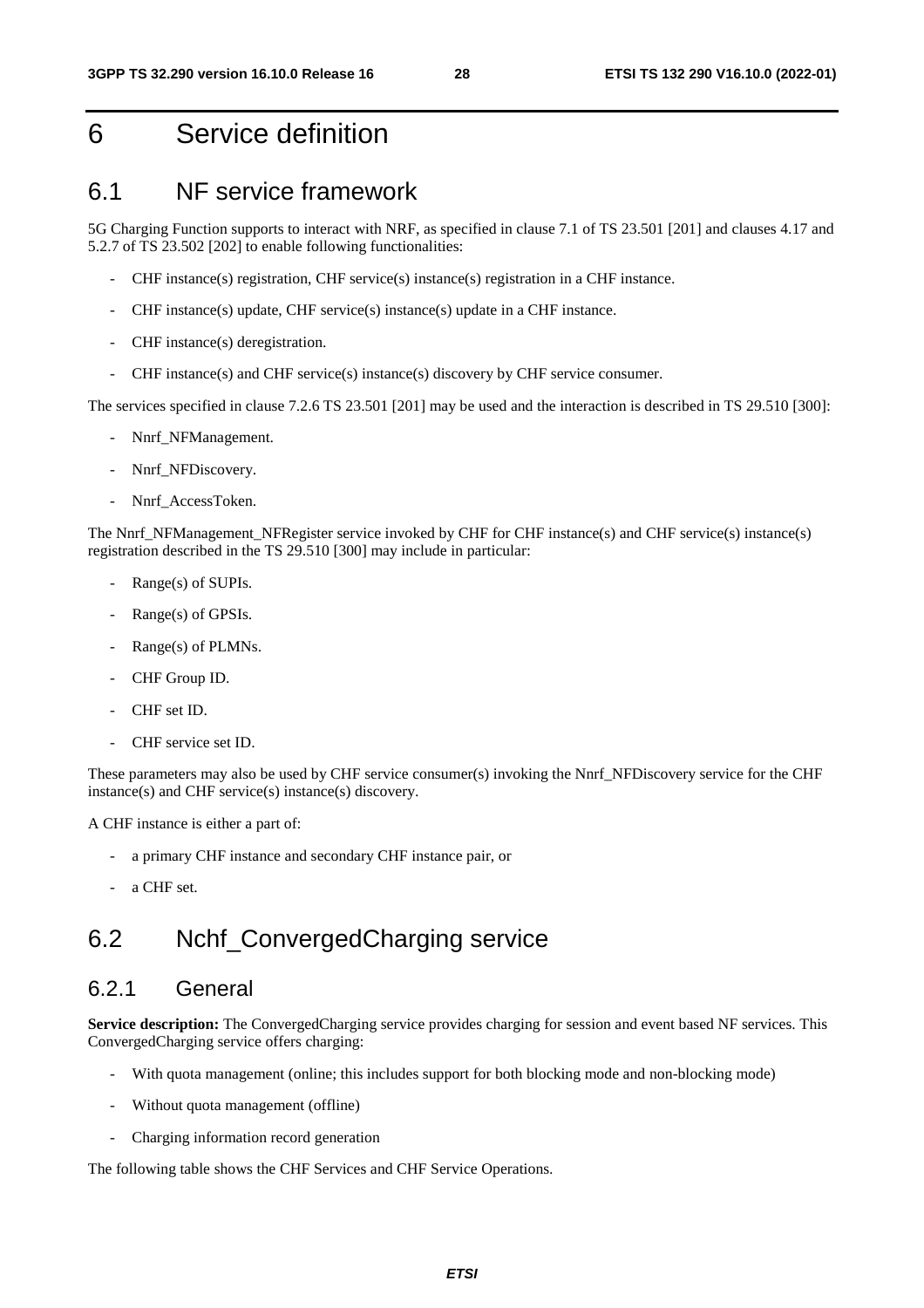# 6 Service definition

## 6.1 NF service framework

5G Charging Function supports to interact with NRF, as specified in clause 7.1 of TS 23.501 [201] and clauses 4.17 and 5.2.7 of TS 23.502 [202] to enable following functionalities:

- CHF instance(s) registration, CHF service(s) instance(s) registration in a CHF instance.
- CHF instance(s) update, CHF service(s) instance(s) update in a CHF instance.
- CHF instance(s) deregistration.
- CHF instance(s) and CHF service(s) instance(s) discovery by CHF service consumer.

The services specified in clause 7.2.6 TS 23.501 [201] may be used and the interaction is described in TS 29.510 [300]:

- Nnrf_NFManagement.
- Nnrf_NFDiscovery.
- Nnrf_AccessToken.

The Nnrf_NFManagement_NFRegister service invoked by CHF for CHF instance(s) and CHF service(s) instance(s) registration described in the TS 29.510 [300] may include in particular:

- Range(s) of SUPIs.
- Range(s) of GPSIs.
- Range(s) of PLMNs.
- CHF Group ID.
- CHF set ID.
- CHF service set ID.

These parameters may also be used by CHF service consumer(s) invoking the Nnrf_NFDiscovery service for the CHF instance(s) and CHF service(s) instance(s) discovery.

A CHF instance is either a part of:

- a primary CHF instance and secondary CHF instance pair, or
- a CHF set.

## 6.2 Nchf_ConvergedCharging service

### 6.2.1 General

**Service description:** The ConvergedCharging service provides charging for session and event based NF services. This ConvergedCharging service offers charging:

- With quota management (online; this includes support for both blocking mode and non-blocking mode)
- Without quota management (offline)
- Charging information record generation

The following table shows the CHF Services and CHF Service Operations.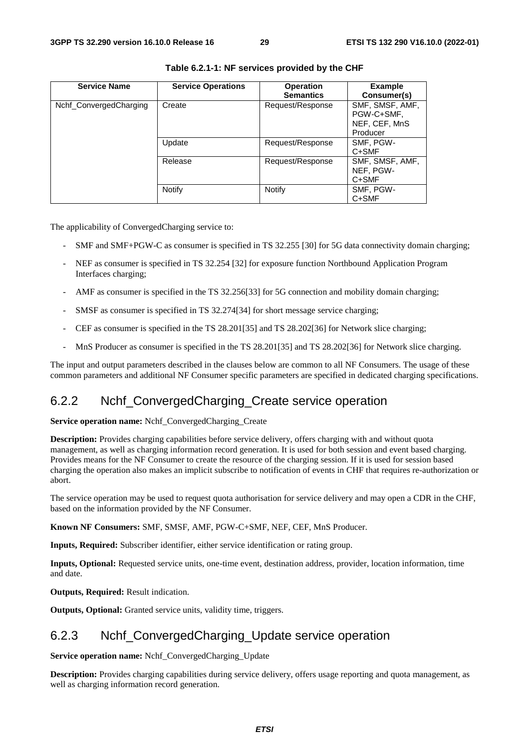**Table 6.2.1-1: NF services provided by the CHF**

| Service Name | Service Operations | Operation Semantics | Example Consumer(s) |
|---|---|---|---|
| Nchf_ConvergedCharging | Create | Request/Response | SMF, SMSF, AMF, PGW-C+SMF, NEF, CEF, MnS Producer |
| | Update | Request/Response | SMF, PGW-C+SMF |
| | Release | Request/Response | SMF, SMSF, AMF, NEF, PGW-C+SMF |
| | Notify | Notify | SMF, PGW-C+SMF |

The applicability of ConvergedCharging service to:

- SMF and SMF+PGW-C as consumer is specified in TS 32.255 [30] for 5G data connectivity domain charging;
- NEF as consumer is specified in TS 32.254 [32] for exposure function Northbound Application Program Interfaces charging;
- AMF as consumer is specified in the TS 32.256[33] for 5G connection and mobility domain charging;
- SMSF as consumer is specified in TS 32.274[34] for short message service charging;
- CEF as consumer is specified in the TS 28.201[35] and TS 28.202[36] for Network slice charging;
- MnS Producer as consumer is specified in the TS 28.201[35] and TS 28.202[36] for Network slice charging.

The input and output parameters described in the clauses below are common to all NF Consumers. The usage of these common parameters and additional NF Consumer specific parameters are specified in dedicated charging specifications.

## 6.2.2 Nchf_ConvergedCharging_Create service operation

**Service operation name:** Nchf_ConvergedCharging_Create

**Description:** Provides charging capabilities before service delivery, offers charging with and without quota management, as well as charging information record generation. It is used for both session and event based charging. Provides means for the NF Consumer to create the resource of the charging session. If it is used for session based charging the operation also makes an implicit subscribe to notification of events in CHF that requires re-authorization or abort.

The service operation may be used to request quota authorisation for service delivery and may open a CDR in the CHF, based on the information provided by the NF Consumer.

**Known NF Consumers:** SMF, SMSF, AMF, PGW-C+SMF, NEF, CEF, MnS Producer.

**Inputs, Required:** Subscriber identifier, either service identification or rating group.

**Inputs, Optional:** Requested service units, one-time event, destination address, provider, location information, time and date.

**Outputs, Required:** Result indication.

**Outputs, Optional:** Granted service units, validity time, triggers.

## 6.2.3 Nchf_ConvergedCharging_Update service operation

**Service operation name:** Nchf_ConvergedCharging_Update

**Description:** Provides charging capabilities during service delivery, offers usage reporting and quota management, as well as charging information record generation.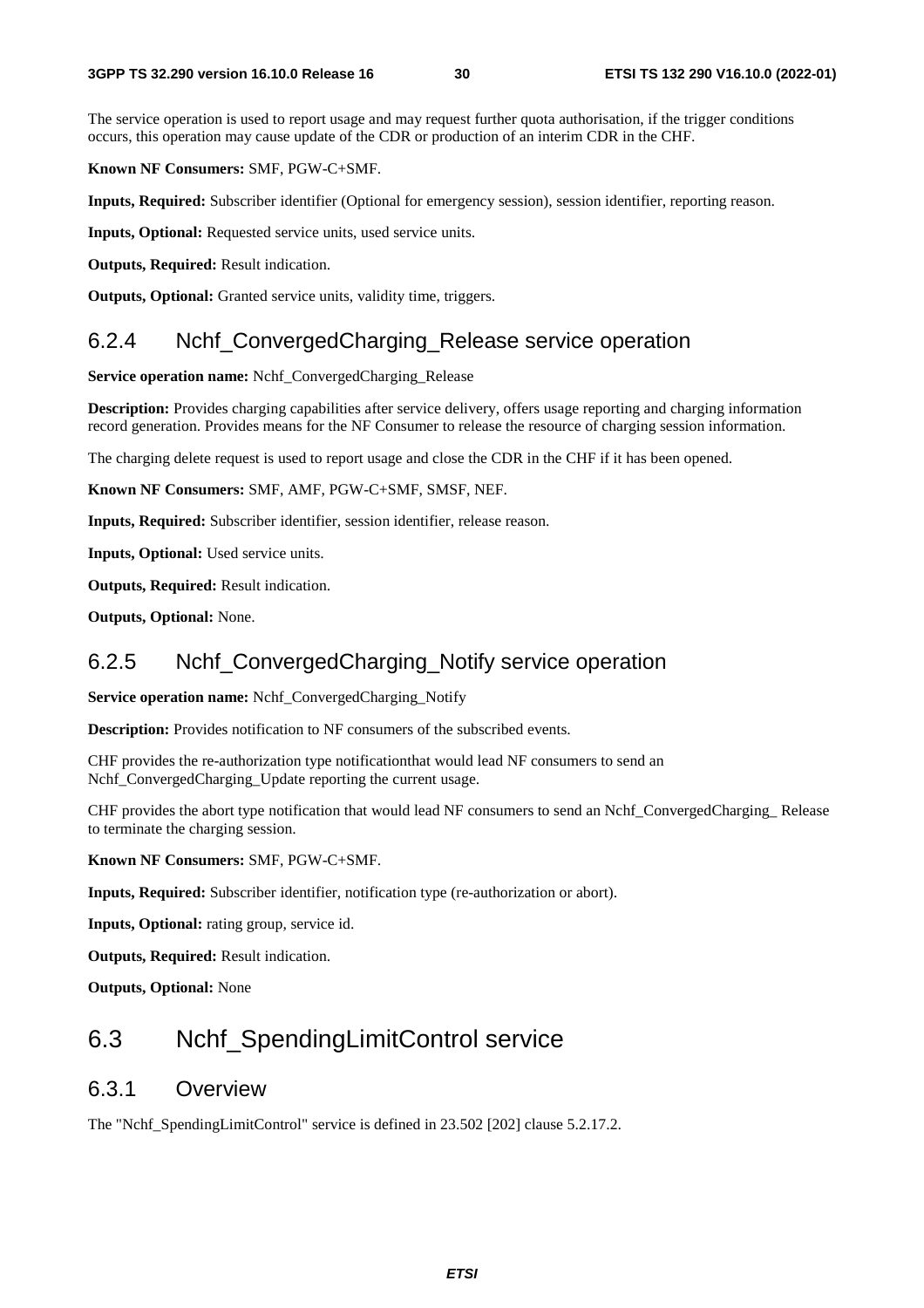The service operation is used to report usage and may request further quota authorisation, if the trigger conditions occurs, this operation may cause update of the CDR or production of an interim CDR in the CHF.

**Known NF Consumers:** SMF, PGW-C+SMF.

**Inputs, Required:** Subscriber identifier (Optional for emergency session), session identifier, reporting reason.

**Inputs, Optional:** Requested service units, used service units.

**Outputs, Required:** Result indication.

**Outputs, Optional:** Granted service units, validity time, triggers.

### 6.2.4 Nchf_ConvergedCharging_Release service operation

**Service operation name:** Nchf_ConvergedCharging_Release

**Description:** Provides charging capabilities after service delivery, offers usage reporting and charging information record generation. Provides means for the NF Consumer to release the resource of charging session information.

The charging delete request is used to report usage and close the CDR in the CHF if it has been opened.

**Known NF Consumers:** SMF, AMF, PGW-C+SMF, SMSF, NEF.

**Inputs, Required:** Subscriber identifier, session identifier, release reason.

**Inputs, Optional:** Used service units.

**Outputs, Required:** Result indication.

**Outputs, Optional:** None.

### 6.2.5 Nchf_ConvergedCharging_Notify service operation

**Service operation name:** Nchf_ConvergedCharging_Notify

**Description:** Provides notification to NF consumers of the subscribed events.

CHF provides the re-authorization type notificationthat would lead NF consumers to send an Nchf_ConvergedCharging_Update reporting the current usage.

CHF provides the abort type notification that would lead NF consumers to send an Nchf_ConvergedCharging_ Release to terminate the charging session.

**Known NF Consumers:** SMF, PGW-C+SMF.

**Inputs, Required:** Subscriber identifier, notification type (re-authorization or abort).

**Inputs, Optional:** rating group, service id.

**Outputs, Required:** Result indication.

**Outputs, Optional:** None

## 6.3 Nchf_SpendingLimitControl service

### 6.3.1 Overview

The "Nchf_SpendingLimitControl" service is defined in 23.502 [202] clause 5.2.17.2.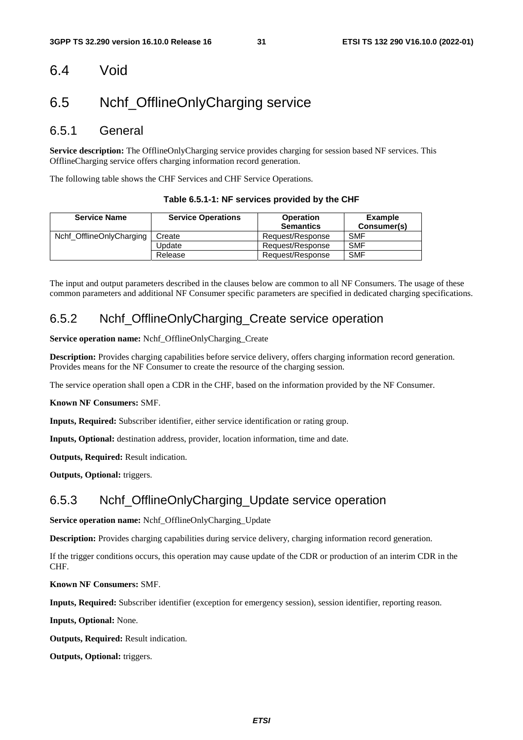# 6.4 Void

# 6.5 Nchf_OfflineOnlyCharging service

## 6.5.1 General

**Service description:** The OfflineOnlyCharging service provides charging for session based NF services. This OfflineCharging service offers charging information record generation.

The following table shows the CHF Services and CHF Service Operations.

**Table 6.5.1-1: NF services provided by the CHF**

| Service Name | Service Operations | Operation Semantics | Example Consumer(s) |
|---|---|---|---|
| Nchf_OfflineOnlyCharging | Create | Request/Response | SMF |
| | Update | Request/Response | SMF |
| | Release | Request/Response | SMF |

The input and output parameters described in the clauses below are common to all NF Consumers. The usage of these common parameters and additional NF Consumer specific parameters are specified in dedicated charging specifications.

## 6.5.2 Nchf_OfflineOnlyCharging_Create service operation

**Service operation name:** Nchf_OfflineOnlyCharging_Create

**Description:** Provides charging capabilities before service delivery, offers charging information record generation. Provides means for the NF Consumer to create the resource of the charging session.

The service operation shall open a CDR in the CHF, based on the information provided by the NF Consumer.

**Known NF Consumers:** SMF.

**Inputs, Required:** Subscriber identifier, either service identification or rating group.

**Inputs, Optional:** destination address, provider, location information, time and date.

**Outputs, Required:** Result indication.

**Outputs, Optional:** triggers.

## 6.5.3 Nchf_OfflineOnlyCharging_Update service operation

**Service operation name:** Nchf_OfflineOnlyCharging_Update

**Description:** Provides charging capabilities during service delivery, charging information record generation.

If the trigger conditions occurs, this operation may cause update of the CDR or production of an interim CDR in the CHF.

**Known NF Consumers:** SMF.

**Inputs, Required:** Subscriber identifier (exception for emergency session), session identifier, reporting reason.

**Inputs, Optional:** None.

**Outputs, Required:** Result indication.

**Outputs, Optional:** triggers.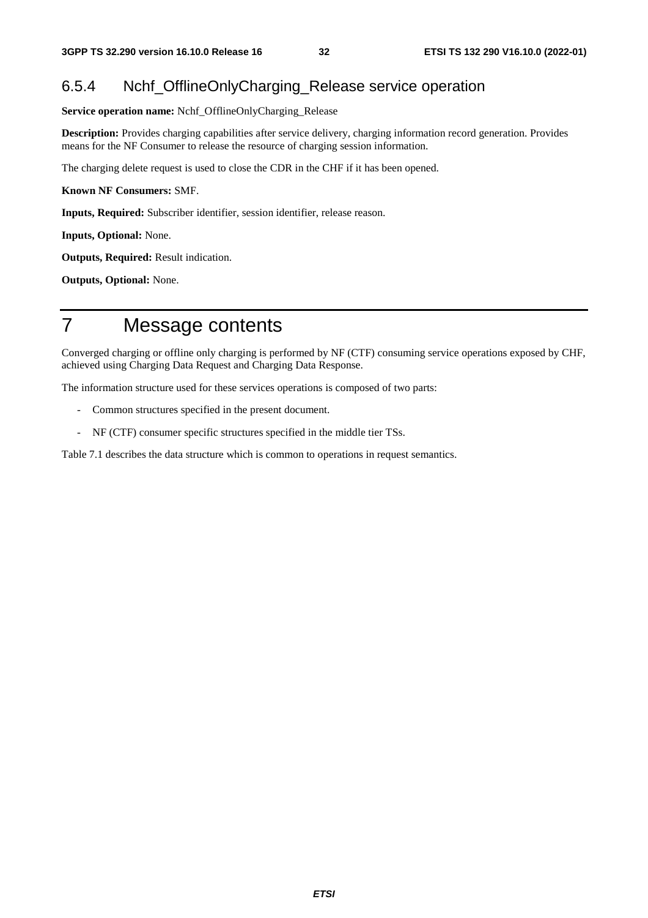### 6.5.4 Nchf_OfflineOnlyCharging_Release service operation

**Service operation name:** Nchf_OfflineOnlyCharging_Release

**Description:** Provides charging capabilities after service delivery, charging information record generation. Provides means for the NF Consumer to release the resource of charging session information.

The charging delete request is used to close the CDR in the CHF if it has been opened.

**Known NF Consumers:** SMF.

**Inputs, Required:** Subscriber identifier, session identifier, release reason.

**Inputs, Optional:** None.

**Outputs, Required:** Result indication.

**Outputs, Optional:** None.

# 7 Message contents

Converged charging or offline only charging is performed by NF (CTF) consuming service operations exposed by CHF, achieved using Charging Data Request and Charging Data Response.

The information structure used for these services operations is composed of two parts:

- Common structures specified in the present document.
- NF (CTF) consumer specific structures specified in the middle tier TSs.

Table 7.1 describes the data structure which is common to operations in request semantics.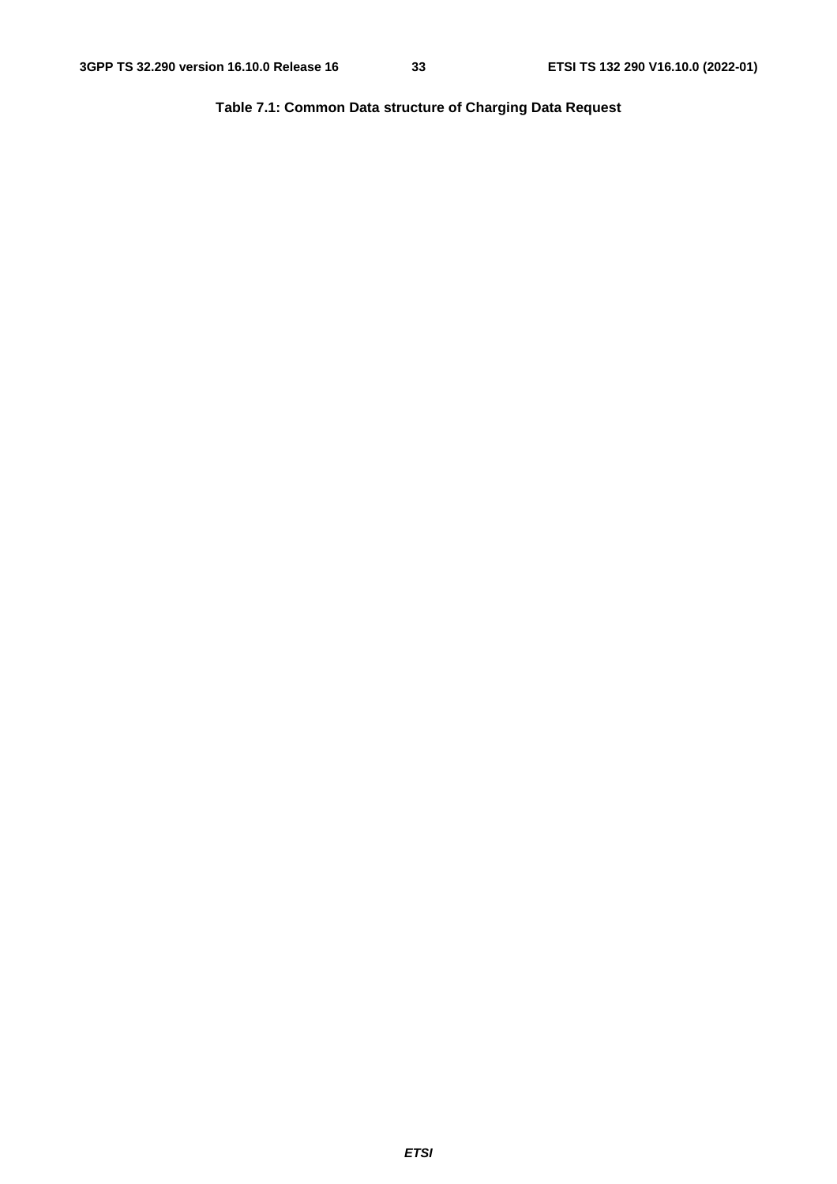**Table 7.1: Common Data structure of Charging Data Request**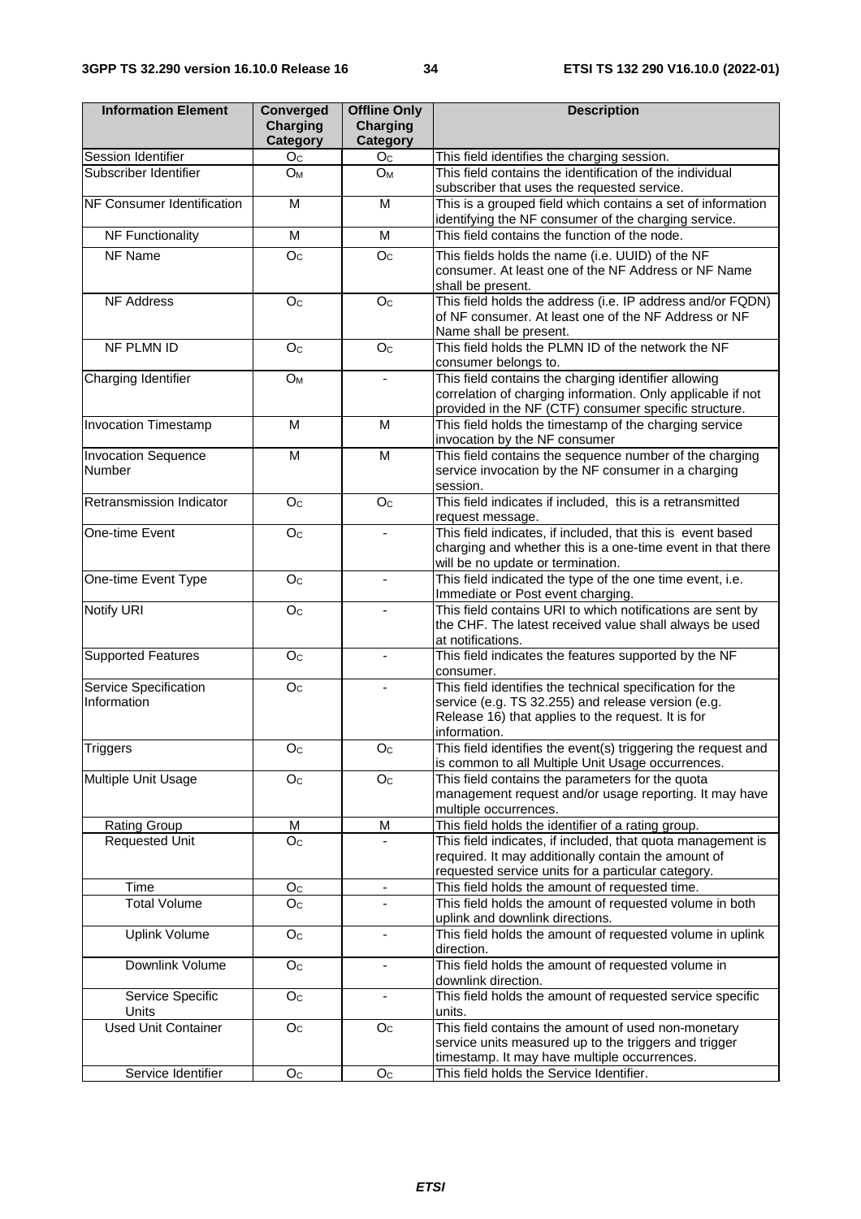| Information Element | Converged Charging Category | Offline Only Charging Category | Description |
|---|---|---|---|
| Session Identifier | $O_C$ | $O_C$ | This field identifies the charging session. |
| Subscriber Identifier | $O_M$ | $O_M$ | This field contains the identification of the individual subscriber that uses the requested service. |
| NF Consumer Identification | M | M | This is a grouped field which contains a set of information identifying the NF consumer of the charging service. |
| NF Functionality | M | M | This field contains the function of the node. |
| NF Name | $O_C$ | $O_C$ | This fields holds the name (i.e. UUID) of the NF consumer. At least one of the NF Address or NF Name shall be present. |
| NF Address | $O_C$ | $O_C$ | This field holds the address (i.e. IP address and/or FQDN) of NF consumer. At least one of the NF Address or NF Name shall be present. |
| NF PLMN ID | $O_C$ | $O_C$ | This field holds the PLMN ID of the network the NF consumer belongs to. |
| Charging Identifier | $O_M$ | - | This field contains the charging identifier allowing correlation of charging information. Only applicable if not provided in the NF (CTF) consumer specific structure. |
| Invocation Timestamp | M | M | This field holds the timestamp of the charging service invocation by the NF consumer |
| Invocation Sequence Number | M | M | This field contains the sequence number of the charging service invocation by the NF consumer in a charging session. |
| Retransmission Indicator | $O_C$ | $O_C$ | This field indicates if included, this is a retransmitted request message. |
| One-time Event | $O_C$ | - | This field indicates, if included, that this is event based charging and whether this is a one-time event in that there will be no update or termination. |
| One-time Event Type | $O_C$ | - | This field indicated the type of the one time event, i.e. Immediate or Post event charging. |
| Notify URI | $O_C$ | - | This field contains URI to which notifications are sent by the CHF. The latest received value shall always be used at notifications. |
| Supported Features | $O_C$ | - | This field indicates the features supported by the NF consumer. |
| Service Specification Information | $O_C$ | - | This field identifies the technical specification for the service (e.g. TS 32.255) and release version (e.g. Release 16) that applies to the request. It is for information. |
| Triggers | $O_C$ | $O_C$ | This field identifies the event(s) triggering the request and is common to all Multiple Unit Usage occurrences. |
| Multiple Unit Usage | $O_C$ | $O_C$ | This field contains the parameters for the quota management request and/or usage reporting. It may have multiple occurrences. |
| Rating Group | M | M | This field holds the identifier of a rating group. |
| Requested Unit | $O_C$ | - | This field indicates, if included, that quota management is required. It may additionally contain the amount of requested service units for a particular category. |
| Time | $O_C$ | - | This field holds the amount of requested time. |
| Total Volume | $O_C$ | - | This field holds the amount of requested volume in both uplink and downlink directions. |
| Uplink Volume | $O_C$ | - | This field holds the amount of requested volume in uplink direction. |
| Downlink Volume | $O_C$ | - | This field holds the amount of requested volume in downlink direction. |
| Service Specific Units | $O_C$ | - | This field holds the amount of requested service specific units. |
| Used Unit Container | $O_C$ | $O_C$ | This field contains the amount of used non-monetary service units measured up to the triggers and trigger timestamp. It may have multiple occurrences. |
| Service Identifier | $O_C$ | $O_C$ | This field holds the Service Identifier. |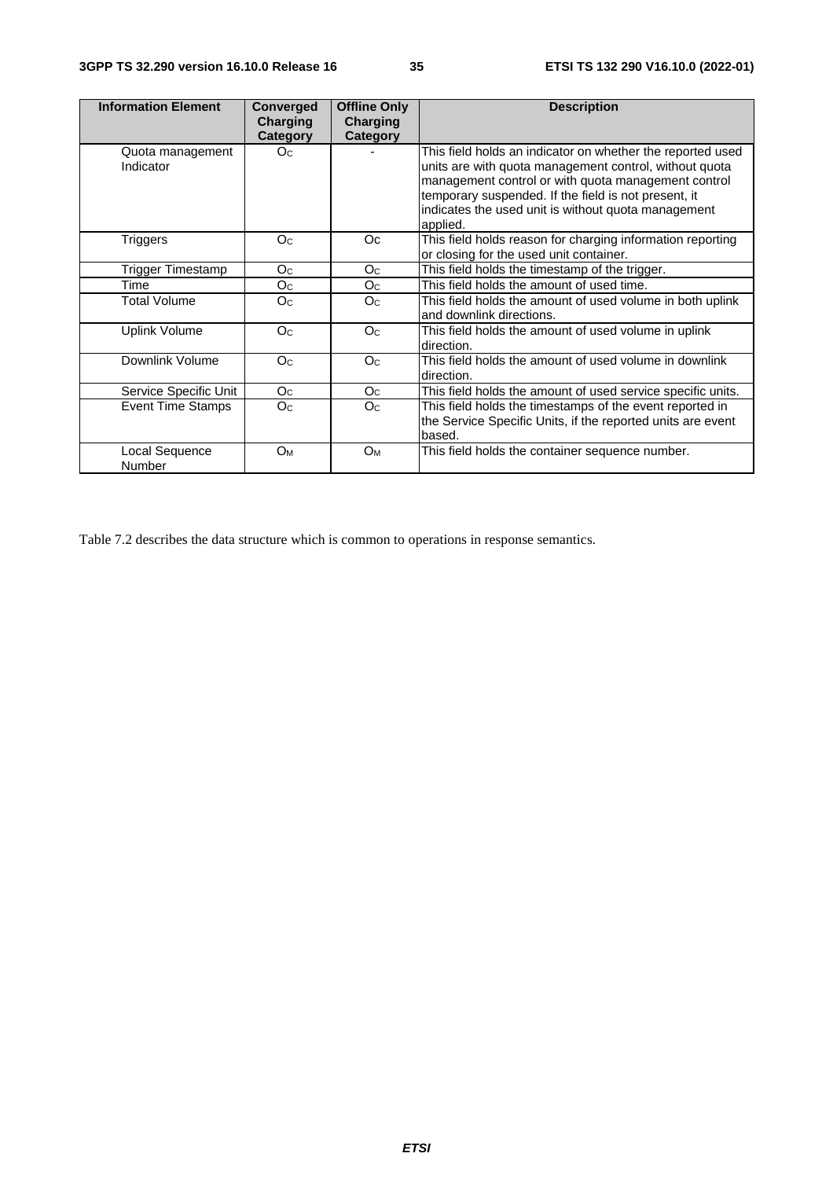| Information Element | Converged Charging Category | Offline Only Charging Category | Description |
| --- | --- | --- | --- |
| Quota management Indicator | $O_C$ | - | This field holds an indicator on whether the reported used units are with quota management control, without quota management control or with quota management control temporary suspended. If the field is not present, it indicates the used unit is without quota management applied. |
| Triggers | $O_C$ | Oc | This field holds reason for charging information reporting or closing for the used unit container. |
| Trigger Timestamp | $O_C$ | $O_C$ | This field holds the timestamp of the trigger. |
| Time | $O_C$ | $O_C$ | This field holds the amount of used time. |
| Total Volume | $O_C$ | $O_C$ | This field holds the amount of used volume in both uplink and downlink directions. |
| Uplink Volume | $O_C$ | $O_C$ | This field holds the amount of used volume in uplink direction. |
| Downlink Volume | $O_C$ | $O_C$ | This field holds the amount of used volume in downlink direction. |
| Service Specific Unit | $O_C$ | $O_C$ | This field holds the amount of used service specific units. |
| Event Time Stamps | $O_C$ | $O_C$ | This field holds the timestamps of the event reported in the Service Specific Units, if the reported units are event based. |
| Local Sequence Number | $O_M$ | $O_M$ | This field holds the container sequence number. |

Table 7.2 describes the data structure which is common to operations in response semantics.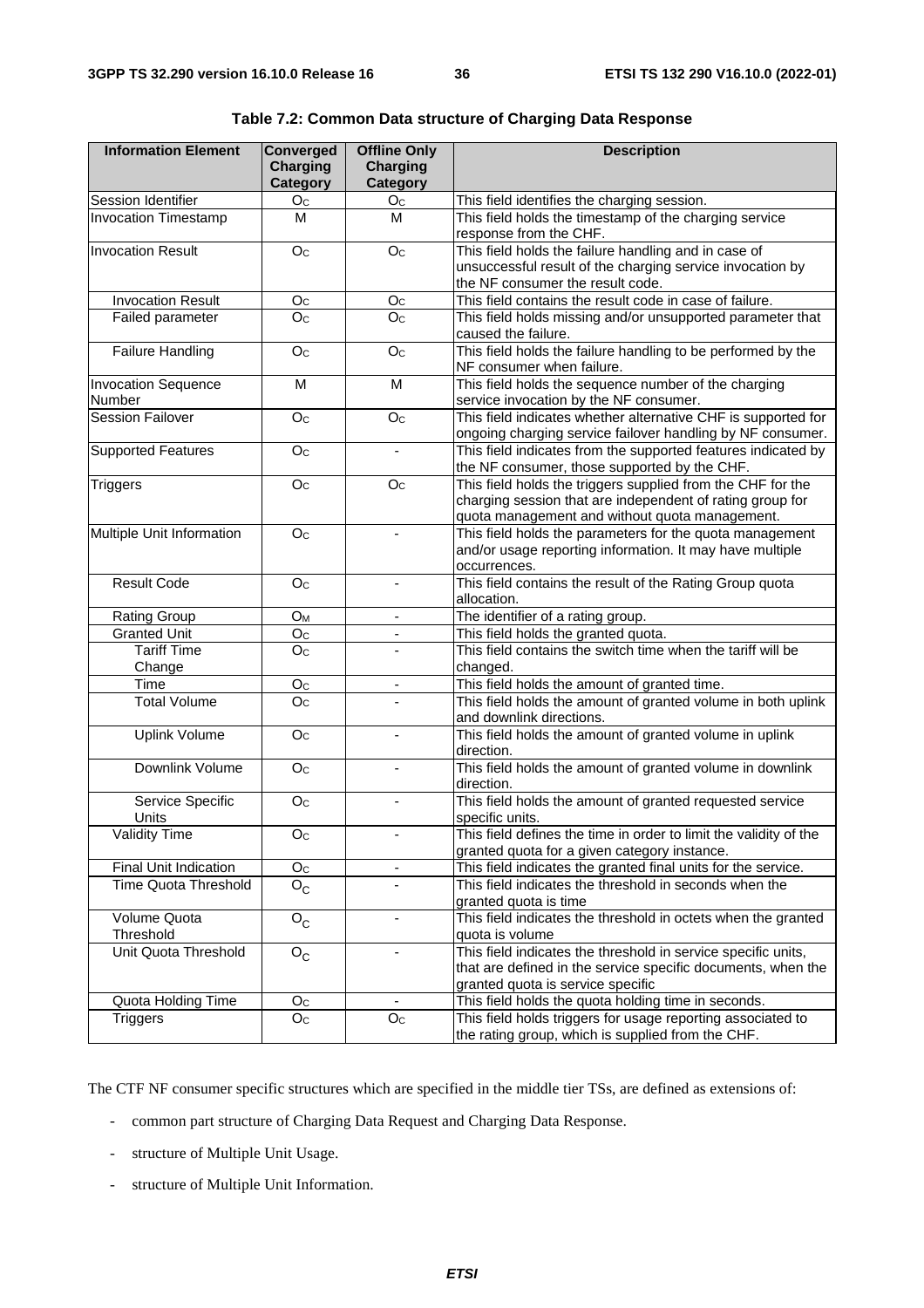**Table 7.2: Common Data structure of Charging Data Response**

| Information Element | Converged Charging Category | Offline Only Charging Category | Description |
|---|---|---|---|
| Session Identifier | $O_C$ | $O_C$ | This field identifies the charging session. |
| Invocation Timestamp | M | M | This field holds the timestamp of the charging service response from the CHF. |
| Invocation Result | $O_C$ | $O_C$ | This field holds the failure handling and in case of unsuccessful result of the charging service invocation by the NF consumer the result code. |
| Invocation Result | $O_C$ | $O_C$ | This field contains the result code in case of failure. |
| Failed parameter | $O_C$ | $O_C$ | This field holds missing and/or unsupported parameter that caused the failure. |
| Failure Handling | $O_C$ | $O_C$ | This field holds the failure handling to be performed by the NF consumer when failure. |
| Invocation Sequence Number | M | M | This field holds the sequence number of the charging service invocation by the NF consumer. |
| Session Failover | $O_C$ | $O_C$ | This field indicates whether alternative CHF is supported for ongoing charging service failover handling by NF consumer. |
| Supported Features | $O_C$ | - | This field indicates from the supported features indicated by the NF consumer, those supported by the CHF. |
| Triggers | $O_C$ | $O_C$ | This field holds the triggers supplied from the CHF for the charging session that are independent of rating group for quota management and without quota management. |
| Multiple Unit Information | $O_C$ | - | This field holds the parameters for the quota management and/or usage reporting information. It may have multiple occurrences. |
| Result Code | $O_C$ | - | This field contains the result of the Rating Group quota allocation. |
| Rating Group | $O_M$ | - | The identifier of a rating group. |
| Granted Unit | $O_C$ | - | This field holds the granted quota. |
| Tariff Time Change | $O_C$ | - | This field contains the switch time when the tariff will be changed. |
| Time | $O_C$ | - | This field holds the amount of granted time. |
| Total Volume | $O_C$ | - | This field holds the amount of granted volume in both uplink and downlink directions. |
| Uplink Volume | $O_C$ | - | This field holds the amount of granted volume in uplink direction. |
| Downlink Volume | $O_C$ | - | This field holds the amount of granted volume in downlink direction. |
| Service Specific Units | $O_C$ | - | This field holds the amount of granted requested service specific units. |
| Validity Time | $O_C$ | - | This field defines the time in order to limit the validity of the granted quota for a given category instance. |
| Final Unit Indication | $O_C$ | - | This field indicates the granted final units for the service. |
| Time Quota Threshold | $O_C$ | - | This field indicates the threshold in seconds when the granted quota is time |
| Volume Quota Threshold | $O_C$ | - | This field indicates the threshold in octets when the granted quota is volume |
| Unit Quota Threshold | $O_C$ | - | This field indicates the threshold in service specific units, that are defined in the service specific documents, when the granted quota is service specific |
| Quota Holding Time | $O_C$ | - | This field holds the quota holding time in seconds. |
| Triggers | $O_C$ | $O_C$ | This field holds triggers for usage reporting associated to the rating group, which is supplied from the CHF. |

The CTF NF consumer specific structures which are specified in the middle tier TSs, are defined as extensions of:

- common part structure of Charging Data Request and Charging Data Response.
- structure of Multiple Unit Usage.
- structure of Multiple Unit Information.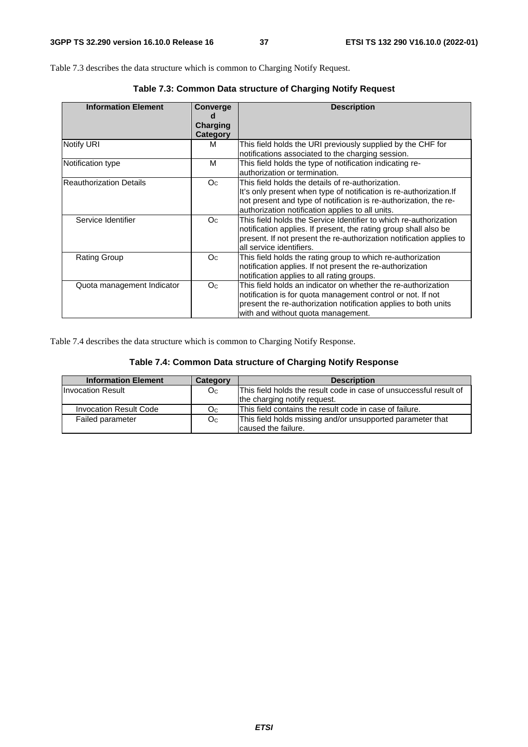Table 7.3 describes the data structure which is common to Charging Notify Request.

**Table 7.3: Common Data structure of Charging Notify Request**

| Information Element | Converged Charging Category | Description |
|---|---|---|
| Notify URI | M | This field holds the URI previously supplied by the CHF for notifications associated to the charging session. |
| Notification type | M | This field holds the type of notification indicating re-authorization or termination. |
| Reauthorization Details | $O_C$ | This field holds the details of re-authorization. It's only present when type of notification is re-authorization.If not present and type of notification is re-authorization, the re-authorization notification applies to all units. |
| Service Identifier | $O_C$ | This field holds the Service Identifier to which re-authorization notification applies. If present, the rating group shall also be present. If not present the re-authorization notification applies to all service identifiers. |
| Rating Group | $O_C$ | This field holds the rating group to which re-authorization notification applies. If not present the re-authorization notification applies to all rating groups. |
| Quota management Indicator | $O_C$ | This field holds an indicator on whether the re-authorization notification is for quota management control or not. If not present the re-authorization notification applies to both units with and without quota management. |

Table 7.4 describes the data structure which is common to Charging Notify Response.

**Table 7.4: Common Data structure of Charging Notify Response**

| Information Element | Category | Description |
|---|---|---|
| Invocation Result | $O_C$ | This field holds the result code in case of unsuccessful result of the charging notify request. |
| Invocation Result Code | $O_C$ | This field contains the result code in case of failure. |
| Failed parameter | $O_C$ | This field holds missing and/or unsupported parameter that caused the failure. |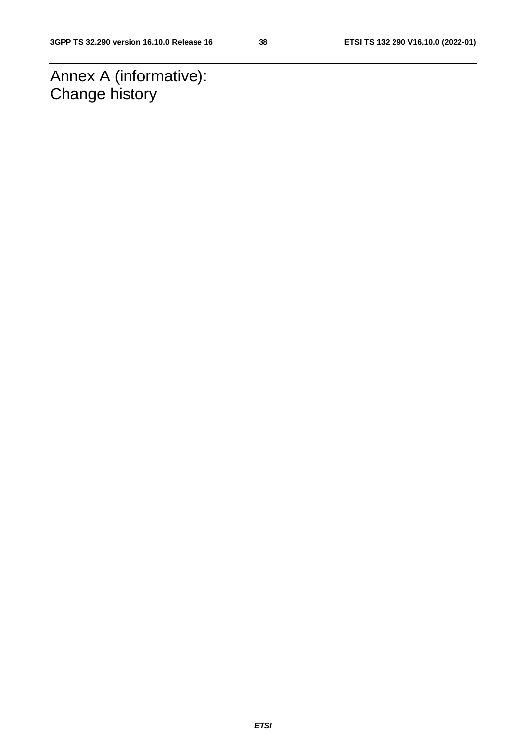# Annex A (informative): Change history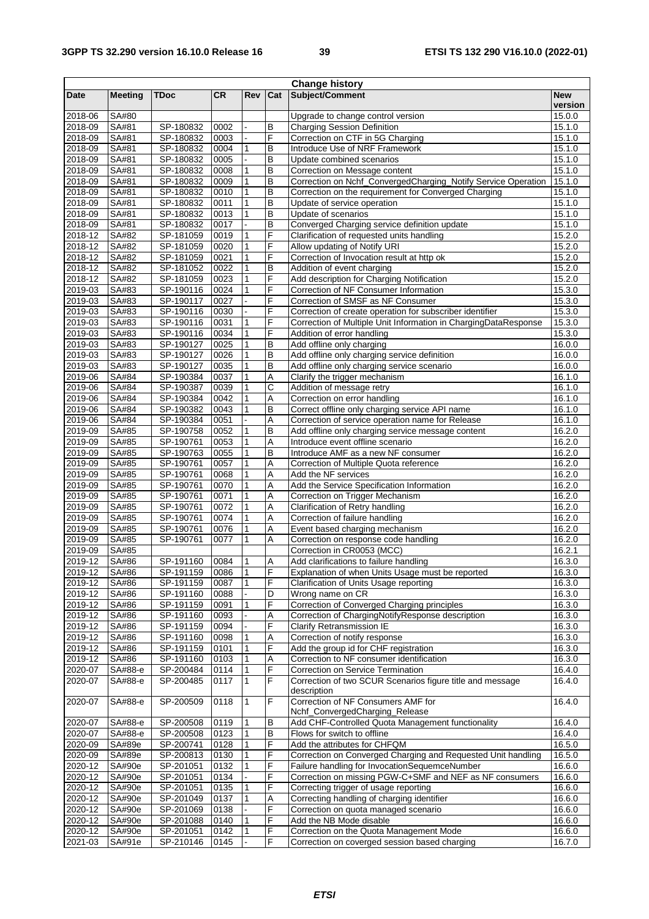| Change history | | | | | | | |
|---|---|---|---|---|---|---|---|
| Date | Meeting | TDoc | CR | Rev | Cat | Subject/Comment | New version |
| 2018-06 | SA#80 | | | | | Upgrade to change control version | 15.0.0 |
| 2018-09 | SA#81 | SP-180832 | 0002 | - | B | Charging Session Definition | 15.1.0 |
| 2018-09 | SA#81 | SP-180832 | 0003 | - | F | Correction on CTF in 5G Charging | 15.1.0 |
| 2018-09 | SA#81 | SP-180832 | 0004 | 1 | B | Introduce Use of NRF Framework | 15.1.0 |
| 2018-09 | SA#81 | SP-180832 | 0005 | - | B | Update combined scenarios | 15.1.0 |
| 2018-09 | SA#81 | SP-180832 | 0008 | 1 | B | Correction on Message content | 15.1.0 |
| 2018-09 | SA#81 | SP-180832 | 0009 | 1 | B | Correction on Nchf_ConvergedCharging_Notify Service Operation | 15.1.0 |
| 2018-09 | SA#81 | SP-180832 | 0010 | 1 | B | Correction on the requirement for Converged Charging | 15.1.0 |
| 2018-09 | SA#81 | SP-180832 | 0011 | 1 | B | Update of service operation | 15.1.0 |
| 2018-09 | SA#81 | SP-180832 | 0013 | 1 | B | Update of scenarios | 15.1.0 |
| 2018-09 | SA#81 | SP-180832 | 0017 | - | B | Converged Charging service definition update | 15.1.0 |
| 2018-12 | SA#82 | SP-181059 | 0019 | 1 | F | Clarification of requested units handling | 15.2.0 |
| 2018-12 | SA#82 | SP-181059 | 0020 | 1 | F | Allow updating of Notify URI | 15.2.0 |
| 2018-12 | SA#82 | SP-181059 | 0021 | 1 | F | Correction of Invocation result at http ok | 15.2.0 |
| 2018-12 | SA#82 | SP-181052 | 0022 | 1 | B | Addition of event charging | 15.2.0 |
| 2018-12 | SA#82 | SP-181059 | 0023 | 1 | F | Add description for Charging Notification | 15.2.0 |
| 2019-03 | SA#83 | SP-190116 | 0024 | 1 | F | Correction of NF Consumer Information | 15.3.0 |
| 2019-03 | SA#83 | SP-190117 | 0027 | - | F | Correction of SMSF as NF Consumer | 15.3.0 |
| 2019-03 | SA#83 | SP-190116 | 0030 | - | F | Correction of create operation for subscriber identifier | 15.3.0 |
| 2019-03 | SA#83 | SP-190116 | 0031 | 1 | F | Correction of Multiple Unit Information in ChargingDataResponse | 15.3.0 |
| 2019-03 | SA#83 | SP-190116 | 0034 | 1 | F | Addition of error handling | 15.3.0 |
| 2019-03 | SA#83 | SP-190127 | 0025 | 1 | B | Add offline only charging | 16.0.0 |
| 2019-03 | SA#83 | SP-190127 | 0026 | 1 | B | Add offline only charging service definition | 16.0.0 |
| 2019-03 | SA#83 | SP-190127 | 0035 | 1 | B | Add offline only charging service scenario | 16.0.0 |
| 2019-06 | SA#84 | SP-190384 | 0037 | 1 | A | Clarify the trigger mechanism | 16.1.0 |
| 2019-06 | SA#84 | SP-190387 | 0039 | 1 | C | Addition of message retry | 16.1.0 |
| 2019-06 | SA#84 | SP-190384 | 0042 | 1 | A | Correction on error handling | 16.1.0 |
| 2019-06 | SA#84 | SP-190382 | 0043 | 1 | B | Correct offline only charging service API name | 16.1.0 |
| 2019-06 | SA#84 | SP-190384 | 0051 | - | A | Correction of service operation name for Release | 16.1.0 |
| 2019-09 | SA#85 | SP-190758 | 0052 | 1 | B | Add offline only charging service message content | 16.2.0 |
| 2019-09 | SA#85 | SP-190761 | 0053 | 1 | A | Introduce event offline scenario | 16.2.0 |
| 2019-09 | SA#85 | SP-190763 | 0055 | 1 | B | Introduce AMF as a new NF consumer | 16.2.0 |
| 2019-09 | SA#85 | SP-190761 | 0057 | 1 | A | Correction of Multiple Quota reference | 16.2.0 |
| 2019-09 | SA#85 | SP-190761 | 0068 | 1 | A | Add the NF services | 16.2.0 |
| 2019-09 | SA#85 | SP-190761 | 0070 | 1 | A | Add the Service Specification Information | 16.2.0 |
| 2019-09 | SA#85 | SP-190761 | 0071 | 1 | A | Correction on Trigger Mechanism | 16.2.0 |
| 2019-09 | SA#85 | SP-190761 | 0072 | 1 | A | Clarification of Retry handling | 16.2.0 |
| 2019-09 | SA#85 | SP-190761 | 0074 | 1 | A | Correction of failure handling | 16.2.0 |
| 2019-09 | SA#85 | SP-190761 | 0076 | 1 | A | Event based charging mechanism | 16.2.0 |
| 2019-09 | SA#85 | SP-190761 | 0077 | 1 | A | Correction on response code handling | 16.2.0 |
| 2019-09 | SA#85 | | | | | Correction in CR0053 (MCC) | 16.2.1 |
| 2019-12 | SA#86 | SP-191160 | 0084 | 1 | A | Add clarifications to failure handling | 16.3.0 |
| 2019-12 | SA#86 | SP-191159 | 0086 | 1 | F | Explanation of when Units Usage must be reported | 16.3.0 |
| 2019-12 | SA#86 | SP-191159 | 0087 | 1 | F | Clarification of Units Usage reporting | 16.3.0 |
| 2019-12 | SA#86 | SP-191160 | 0088 | - | D | Wrong name on CR | 16.3.0 |
| 2019-12 | SA#86 | SP-191159 | 0091 | 1 | F | Correction of Converged Charging principles | 16.3.0 |
| 2019-12 | SA#86 | SP-191160 | 0093 | - | A | Correction of ChargingNotifyResponse description | 16.3.0 |
| 2019-12 | SA#86 | SP-191159 | 0094 | - | F | Clarify Retransmission IE | 16.3.0 |
| 2019-12 | SA#86 | SP-191160 | 0098 | 1 | A | Correction of notify response | 16.3.0 |
| 2019-12 | SA#86 | SP-191159 | 0101 | 1 | F | Add the group id for CHF registration | 16.3.0 |
| 2019-12 | SA#86 | SP-191160 | 0103 | 1 | A | Correction to NF consumer identification | 16.3.0 |
| 2020-07 | SA#88-e | SP-200484 | 0114 | 1 | F | Correction on Service Termination | 16.4.0 |
| 2020-07 | SA#88-e | SP-200485 | 0117 | 1 | F | Correction of two SCUR Scenarios figure title and message description | 16.4.0 |
| 2020-07 | SA#88-e | SP-200509 | 0118 | 1 | F | Correction of NF Consumers AMF for Nchf_ConvergedCharging_Release | 16.4.0 |
| 2020-07 | SA#88-e | SP-200508 | 0119 | 1 | B | Add CHF-Controlled Quota Management functionality | 16.4.0 |
| 2020-07 | SA#88-e | SP-200508 | 0123 | 1 | B | Flows for switch to offline | 16.4.0 |
| 2020-09 | SA#89e | SP-200741 | 0128 | 1 | F | Add the attributes for CHFQM | 16.5.0 |
| 2020-09 | SA#89e | SP-200813 | 0130 | 1 | F | Correction on Converged Charging and Requested Unit handling | 16.5.0 |
| 2020-12 | SA#90e | SP-201051 | 0132 | 1 | F | Failure handling for InvocationSequemceNumber | 16.6.0 |
| 2020-12 | SA#90e | SP-201051 | 0134 | - | F | Correction on missing PGW-C+SMF and NEF as NF consumers | 16.6.0 |
| 2020-12 | SA#90e | SP-201051 | 0135 | 1 | F | Correcting trigger of usage reporting | 16.6.0 |
| 2020-12 | SA#90e | SP-201049 | 0137 | 1 | A | Correcting handling of charging identifier | 16.6.0 |
| 2020-12 | SA#90e | SP-201069 | 0138 | - | F | Correction on quota managed scenario | 16.6.0 |
| 2020-12 | SA#90e | SP-201088 | 0140 | 1 | F | Add the NB Mode disable | 16.6.0 |
| 2020-12 | SA#90e | SP-201051 | 0142 | 1 | F | Correction on the Quota Management Mode | 16.6.0 |
| 2021-03 | SA#91e | SP-210146 | 0145 | - | F | Correction on coverged session based charging | 16.7.0 |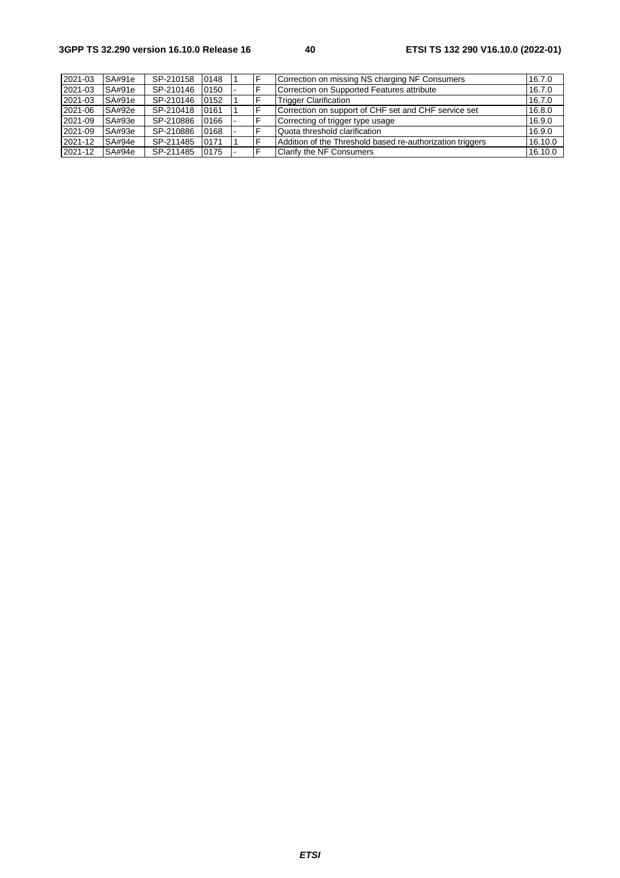| | | | | | | | |
|---|---|---|---|---|---|---|---|
| 2021-03 | SA#91e | SP-210158 | 0148 | 1 | F | Correction on missing NS charging NF Consumers | 16.7.0 |
| 2021-03 | SA#91e | SP-210146 | 0150 | - | F | Correction on Supported Features attribute | 16.7.0 |
| 2021-03 | SA#91e | SP-210146 | 0152 | 1 | F | Trigger Clarification | 16.7.0 |
| 2021-06 | SA#92e | SP-210418 | 0161 | 1 | F | Correction on support of CHF set and CHF service set | 16.8.0 |
| 2021-09 | SA#93e | SP-210886 | 0166 | - | F | Correcting of trigger type usage | 16.9.0 |
| 2021-09 | SA#93e | SP-210886 | 0168 | - | F | Quota threshold clarification | 16.9.0 |
| 2021-12 | SA#94e | SP-211485 | 0171 | 1 | F | Addition of the Threshold based re-authorization triggers | 16.10.0 |
| 2021-12 | SA#94e | SP-211485 | 0175 | - | F | Clarify the NF Consumers | 16.10.0 |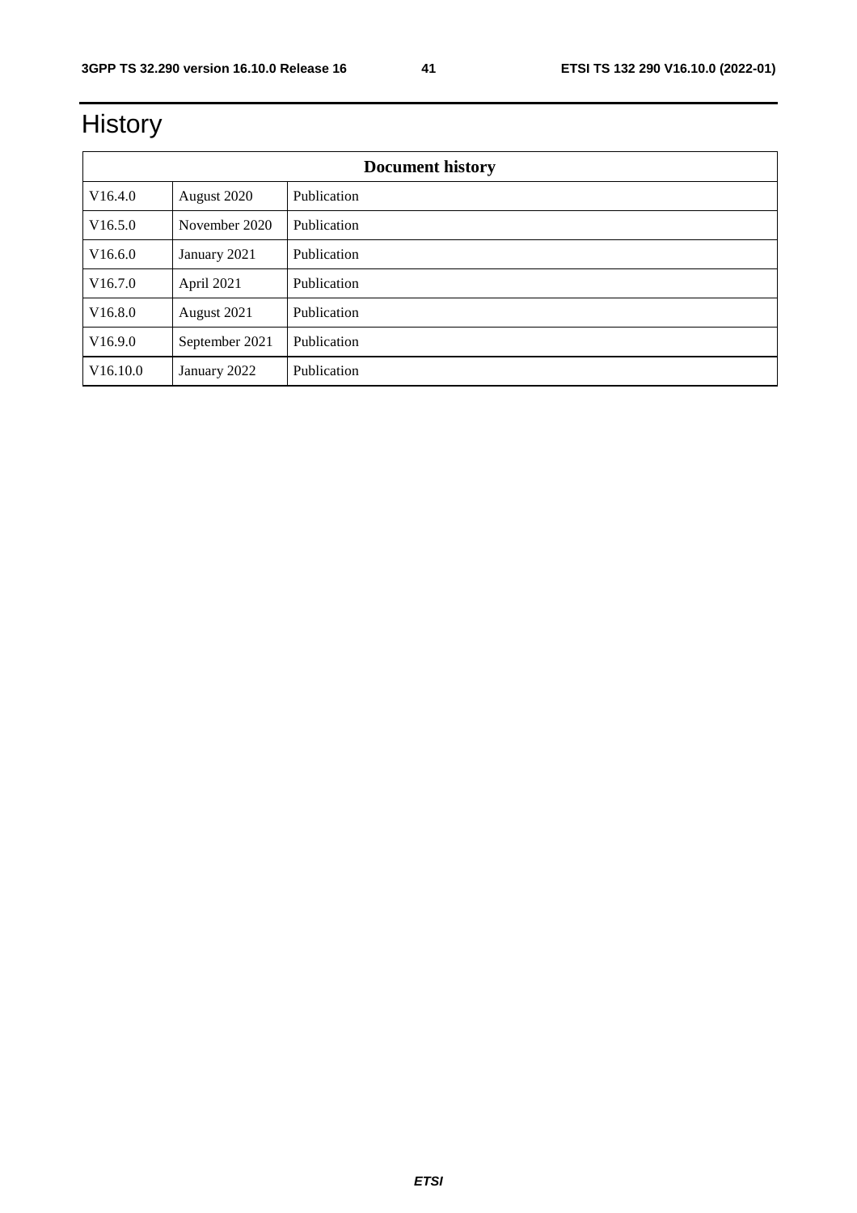# History

| Document history | | |
|---|---|---|
| V16.4.0 | August 2020 | Publication |
| V16.5.0 | November 2020 | Publication |
| V16.6.0 | January 2021 | Publication |
| V16.7.0 | April 2021 | Publication |
| V16.8.0 | August 2021 | Publication |
| V16.9.0 | September 2021 | Publication |
| V16.10.0 | January 2022 | Publication |